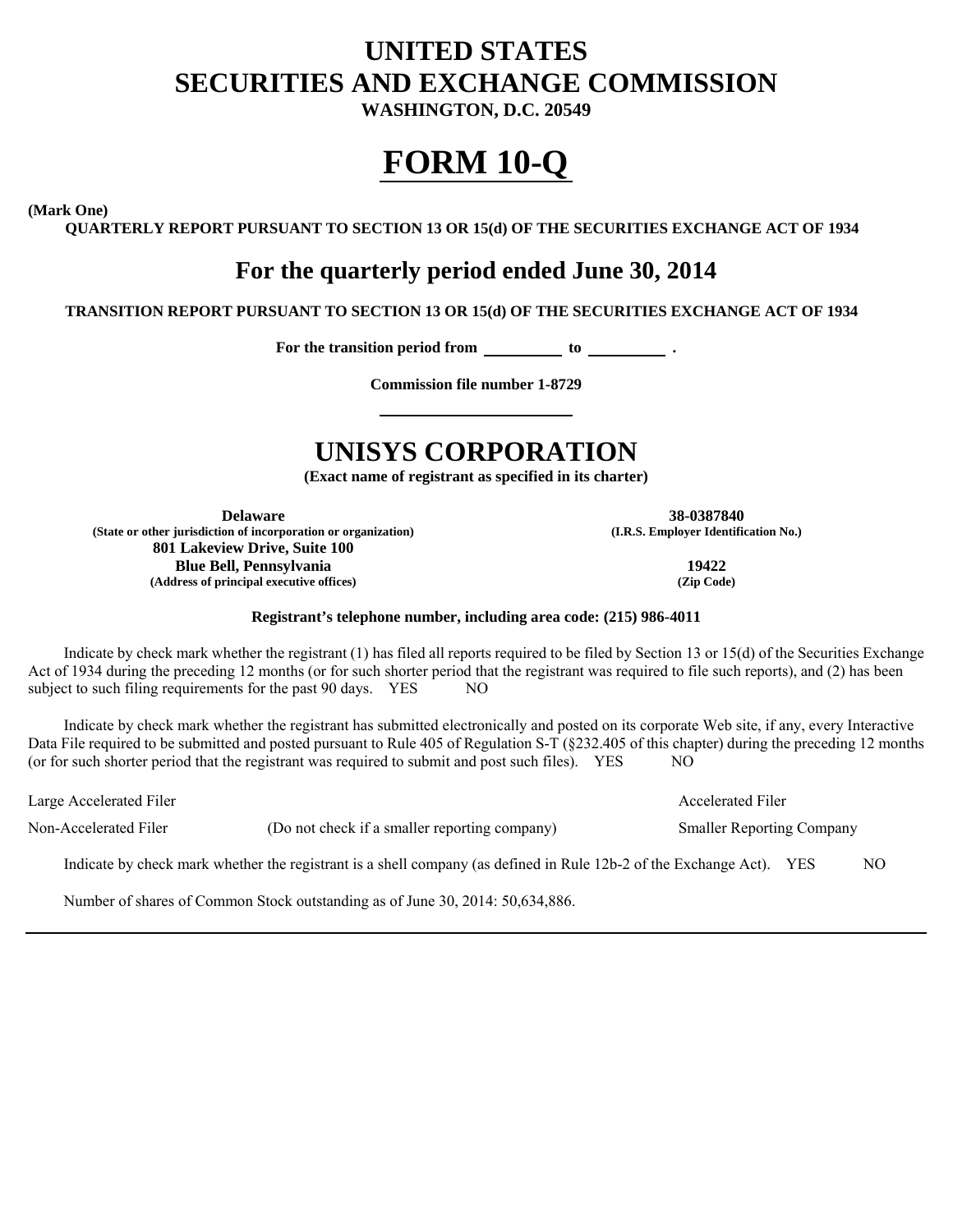# UNITED STATES
# SECURITIES AND EXCHANGE COMMISSION

**WASHINGTON, D.C. 20549**

# FORM 10-Q

**(Mark One)**

**QUARTERLY REPORT PURSUANT TO SECTION 13 OR 15(d) OF THE SECURITIES EXCHANGE ACT OF 1934**

## For the quarterly period ended June 30, 2014

**TRANSITION REPORT PURSUANT TO SECTION 13 OR 15(d) OF THE SECURITIES EXCHANGE ACT OF 1934**

**For the transition period from \_\_\_\_\_\_\_\_\_\_ to \_\_\_\_\_\_\_\_\_\_ .**

**Commission file number 1-8729**

# UNISYS CORPORATION

**(Exact name of registrant as specified in its charter)**

| | |
|---|---|
| **Delaware** | **38-0387840** |
| **(State or other jurisdiction of incorporation or organization)** | **(I.R.S. Employer Identification No.)** |
| **801 Lakeview Drive, Suite 100** | |
| **Blue Bell, Pennsylvania** | **19422** |
| **(Address of principal executive offices)** | **(Zip Code)** |

**Registrant's telephone number, including area code: (215) 986-4011**

Indicate by check mark whether the registrant (1) has filed all reports required to be filed by Section 13 or 15(d) of the Securities Exchange Act of 1934 during the preceding 12 months (or for such shorter period that the registrant was required to file such reports), and (2) has been subject to such filing requirements for the past 90 days. YES NO

Indicate by check mark whether the registrant has submitted electronically and posted on its corporate Web site, if any, every Interactive Data File required to be submitted and posted pursuant to Rule 405 of Regulation S-T (§232.405 of this chapter) during the preceding 12 months (or for such shorter period that the registrant was required to submit and post such files). YES NO

| | | |
|---|---|---|
| Large Accelerated Filer | | Accelerated Filer |
| Non-Accelerated Filer | (Do not check if a smaller reporting company) | Smaller Reporting Company |

Indicate by check mark whether the registrant is a shell company (as defined in Rule 12b-2 of the Exchange Act). YES NO

Number of shares of Common Stock outstanding as of June 30, 2014: 50,634,886.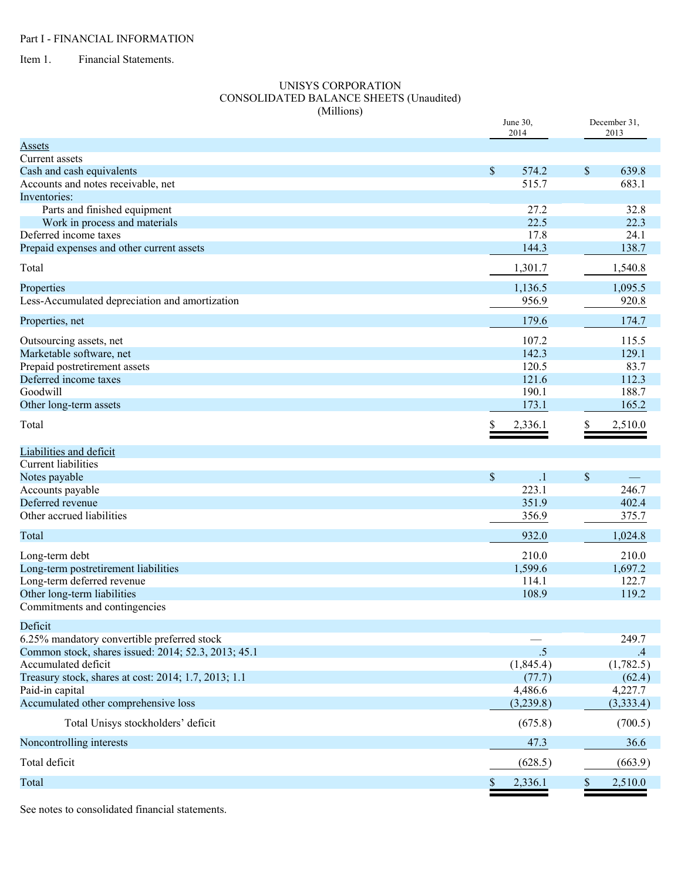Part I - FINANCIAL INFORMATION

Item 1. Financial Statements.

# UNISYS CORPORATION
## CONSOLIDATED BALANCE SHEETS (Unaudited)
(Millions)

| | June 30, 2014 | December 31, 2013 |
|---|---|---|
| Assets | | |
| Current assets | | |
| Cash and cash equivalents | $ 574.2 | $ 639.8 |
| Accounts and notes receivable, net | 515.7 | 683.1 |
| Inventories: | | |
| Parts and finished equipment | 27.2 | 32.8 |
| Work in process and materials | 22.5 | 22.3 |
| Deferred income taxes | 17.8 | 24.1 |
| Prepaid expenses and other current assets | 144.3 | 138.7 |
| Total | 1,301.7 | 1,540.8 |
| Properties | 1,136.5 | 1,095.5 |
| Less-Accumulated depreciation and amortization | 956.9 | 920.8 |
| Properties, net | 179.6 | 174.7 |
| Outsourcing assets, net | 107.2 | 115.5 |
| Marketable software, net | 142.3 | 129.1 |
| Prepaid postretirement assets | 120.5 | 83.7 |
| Deferred income taxes | 121.6 | 112.3 |
| Goodwill | 190.1 | 188.7 |
| Other long-term assets | 173.1 | 165.2 |
| Total | $ 2,336.1 | $ 2,510.0 |
| Liabilities and deficit | | |
| Current liabilities | | |
| Notes payable | $ .1 | $ — |
| Accounts payable | 223.1 | 246.7 |
| Deferred revenue | 351.9 | 402.4 |
| Other accrued liabilities | 356.9 | 375.7 |
| Total | 932.0 | 1,024.8 |
| Long-term debt | 210.0 | 210.0 |
| Long-term postretirement liabilities | 1,599.6 | 1,697.2 |
| Long-term deferred revenue | 114.1 | 122.7 |
| Other long-term liabilities | 108.9 | 119.2 |
| Commitments and contingencies | | |
| Deficit | | |
| 6.25% mandatory convertible preferred stock | — | 249.7 |
| Common stock, shares issued: 2014; 52.3, 2013; 45.1 | .5 | .4 |
| Accumulated deficit | (1,845.4) | (1,782.5) |
| Treasury stock, shares at cost: 2014; 1.7, 2013; 1.1 | (77.7) | (62.4) |
| Paid-in capital | 4,486.6 | 4,227.7 |
| Accumulated other comprehensive loss | (3,239.8) | (3,333.4) |
| Total Unisys stockholders' deficit | (675.8) | (700.5) |
| Noncontrolling interests | 47.3 | 36.6 |
| Total deficit | (628.5) | (663.9) |
| Total | $ 2,336.1 | $ 2,510.0 |

See notes to consolidated financial statements.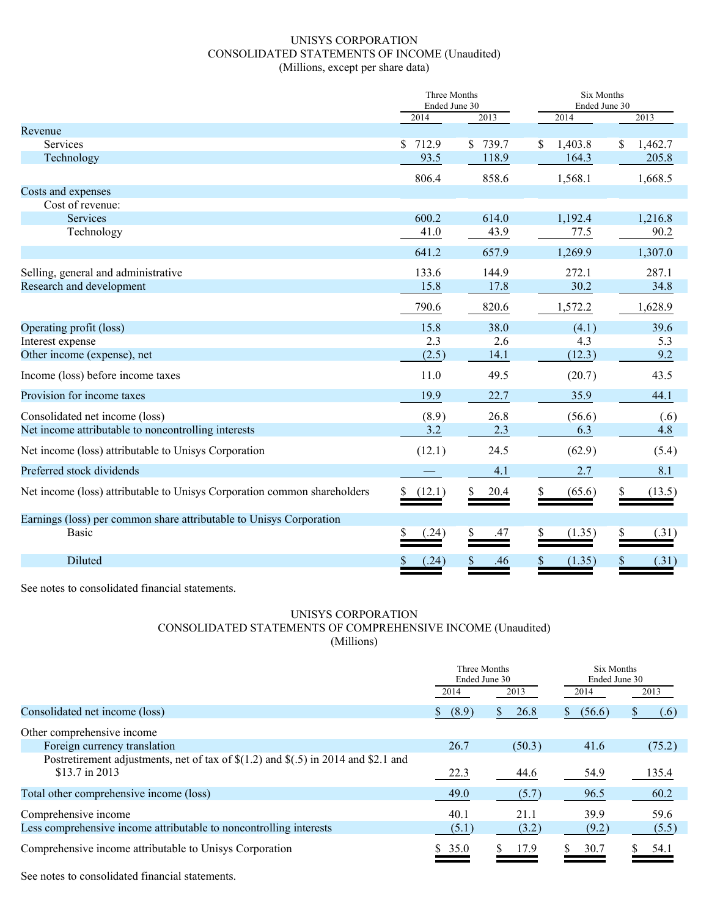# UNISYS CORPORATION
## CONSOLIDATED STATEMENTS OF INCOME (Unaudited)
### (Millions, except per share data)

| | Three Months Ended June 30 | | Six Months Ended June 30 | |
|---|---|---|---|---|
| | 2014 | 2013 | 2014 | 2013 |
| **Revenue** | | | | |
| Services | $ 712.9 | $ 739.7 | $ 1,403.8 | $ 1,462.7 |
| Technology | 93.5 | 118.9 | 164.3 | 205.8 |
| | 806.4 | 858.6 | 1,568.1 | 1,668.5 |
| **Costs and expenses** | | | | |
| Cost of revenue: | | | | |
| Services | 600.2 | 614.0 | 1,192.4 | 1,216.8 |
| Technology | 41.0 | 43.9 | 77.5 | 90.2 |
| | 641.2 | 657.9 | 1,269.9 | 1,307.0 |
| Selling, general and administrative | 133.6 | 144.9 | 272.1 | 287.1 |
| Research and development | 15.8 | 17.8 | 30.2 | 34.8 |
| | 790.6 | 820.6 | 1,572.2 | 1,628.9 |
| Operating profit (loss) | 15.8 | 38.0 | (4.1) | 39.6 |
| Interest expense | 2.3 | 2.6 | 4.3 | 5.3 |
| Other income (expense), net | (2.5) | 14.1 | (12.3) | 9.2 |
| Income (loss) before income taxes | 11.0 | 49.5 | (20.7) | 43.5 |
| Provision for income taxes | 19.9 | 22.7 | 35.9 | 44.1 |
| Consolidated net income (loss) | (8.9) | 26.8 | (56.6) | (.6) |
| Net income attributable to noncontrolling interests | 3.2 | 2.3 | 6.3 | 4.8 |
| Net income (loss) attributable to Unisys Corporation | (12.1) | 24.5 | (62.9) | (5.4) |
| Preferred stock dividends | — | 4.1 | 2.7 | 8.1 |
| Net income (loss) attributable to Unisys Corporation common shareholders | $ (12.1) | $ 20.4 | $ (65.6) | $ (13.5) |
| Earnings (loss) per common share attributable to Unisys Corporation | | | | |
| Basic | $ (.24) | $ .47 | $ (1.35) | $ (.31) |
| Diluted | $ (.24) | $ .46 | $ (1.35) | $ (.31) |

See notes to consolidated financial statements.

# UNISYS CORPORATION
## CONSOLIDATED STATEMENTS OF COMPREHENSIVE INCOME (Unaudited)
### (Millions)

| | Three Months Ended June 30 | | Six Months Ended June 30 | |
|---|---|---|---|---|
| | 2014 | 2013 | 2014 | 2013 |
| Consolidated net income (loss) | $ (8.9) | $ 26.8 | $ (56.6) | $ (.6) |
| Other comprehensive income | | | | |
| Foreign currency translation | 26.7 | (50.3) | 41.6 | (75.2) |
| Postretirement adjustments, net of tax of $(1.2) and $(.5) in 2014 and $2.1 and $13.7 in 2013 | 22.3 | 44.6 | 54.9 | 135.4 |
| Total other comprehensive income (loss) | 49.0 | (5.7) | 96.5 | 60.2 |
| Comprehensive income | 40.1 | 21.1 | 39.9 | 59.6 |
| Less comprehensive income attributable to noncontrolling interests | (5.1) | (3.2) | (9.2) | (5.5) |
| Comprehensive income attributable to Unisys Corporation | $ 35.0 | $ 17.9 | $ 30.7 | $ 54.1 |

See notes to consolidated financial statements.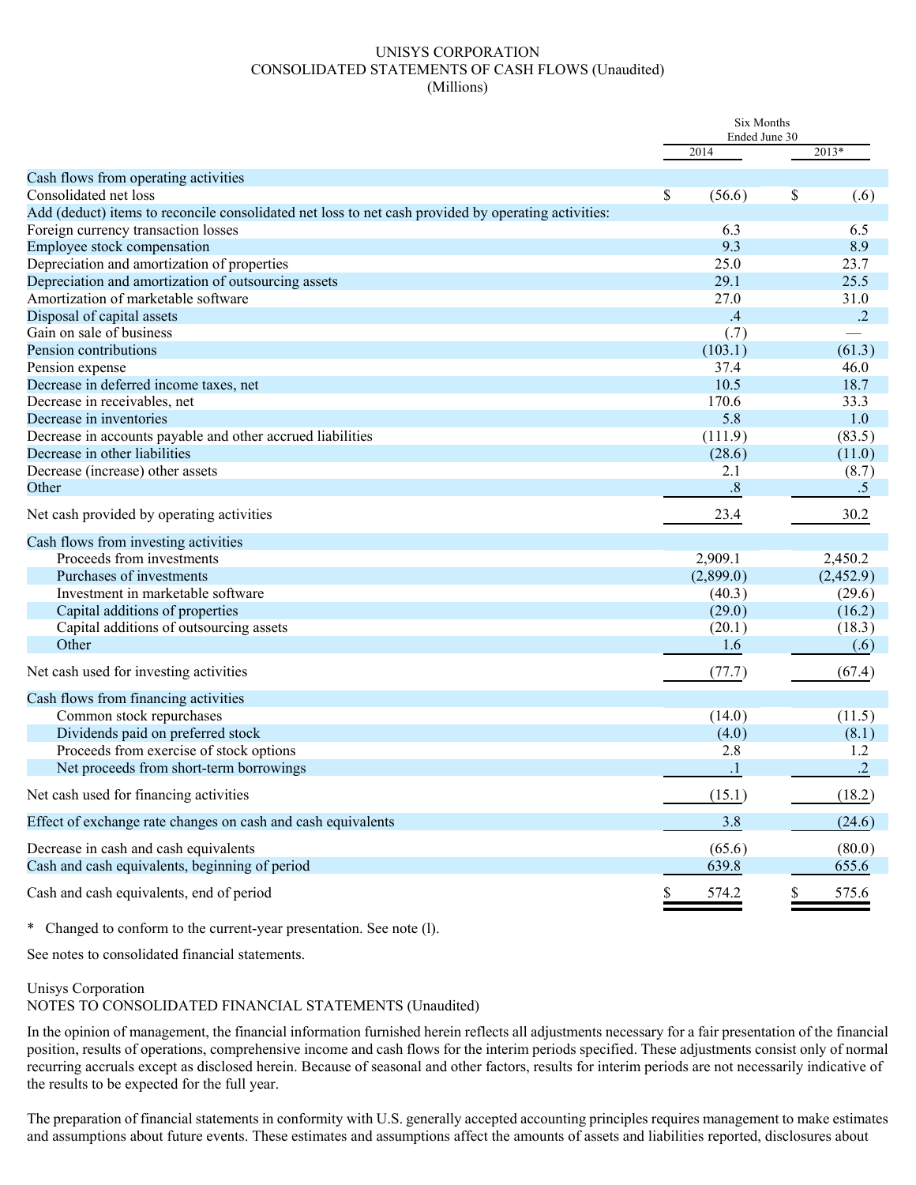UNISYS CORPORATION
CONSOLIDATED STATEMENTS OF CASH FLOWS (Unaudited)
(Millions)

| | Six Months Ended June 30 | |
|---|---|---|
| | 2014 | 2013* |
| Cash flows from operating activities | | |
| Consolidated net loss | $ (56.6) | $ (.6) |
| Add (deduct) items to reconcile consolidated net loss to net cash provided by operating activities: | | |
| Foreign currency transaction losses | 6.3 | 6.5 |
| Employee stock compensation | 9.3 | 8.9 |
| Depreciation and amortization of properties | 25.0 | 23.7 |
| Depreciation and amortization of outsourcing assets | 29.1 | 25.5 |
| Amortization of marketable software | 27.0 | 31.0 |
| Disposal of capital assets | .4 | .2 |
| Gain on sale of business | (.7) | — |
| Pension contributions | (103.1) | (61.3) |
| Pension expense | 37.4 | 46.0 |
| Decrease in deferred income taxes, net | 10.5 | 18.7 |
| Decrease in receivables, net | 170.6 | 33.3 |
| Decrease in inventories | 5.8 | 1.0 |
| Decrease in accounts payable and other accrued liabilities | (111.9) | (83.5) |
| Decrease in other liabilities | (28.6) | (11.0) |
| Decrease (increase) other assets | 2.1 | (8.7) |
| Other | .8 | .5 |
| Net cash provided by operating activities | 23.4 | 30.2 |
| Cash flows from investing activities | | |
| Proceeds from investments | 2,909.1 | 2,450.2 |
| Purchases of investments | (2,899.0) | (2,452.9) |
| Investment in marketable software | (40.3) | (29.6) |
| Capital additions of properties | (29.0) | (16.2) |
| Capital additions of outsourcing assets | (20.1) | (18.3) |
| Other | 1.6 | (.6) |
| Net cash used for investing activities | (77.7) | (67.4) |
| Cash flows from financing activities | | |
| Common stock repurchases | (14.0) | (11.5) |
| Dividends paid on preferred stock | (4.0) | (8.1) |
| Proceeds from exercise of stock options | 2.8 | 1.2 |
| Net proceeds from short-term borrowings | .1 | .2 |
| Net cash used for financing activities | (15.1) | (18.2) |
| Effect of exchange rate changes on cash and cash equivalents | 3.8 | (24.6) |
| Decrease in cash and cash equivalents | (65.6) | (80.0) |
| Cash and cash equivalents, beginning of period | 639.8 | 655.6 |
| Cash and cash equivalents, end of period | $ 574.2 | $ 575.6 |

* Changed to conform to the current-year presentation. See note (l).

See notes to consolidated financial statements.

Unisys Corporation
NOTES TO CONSOLIDATED FINANCIAL STATEMENTS (Unaudited)

In the opinion of management, the financial information furnished herein reflects all adjustments necessary for a fair presentation of the financial position, results of operations, comprehensive income and cash flows for the interim periods specified. These adjustments consist only of normal recurring accruals except as disclosed herein. Because of seasonal and other factors, results for interim periods are not necessarily indicative of the results to be expected for the full year.

The preparation of financial statements in conformity with U.S. generally accepted accounting principles requires management to make estimates and assumptions about future events. These estimates and assumptions affect the amounts of assets and liabilities reported, disclosures about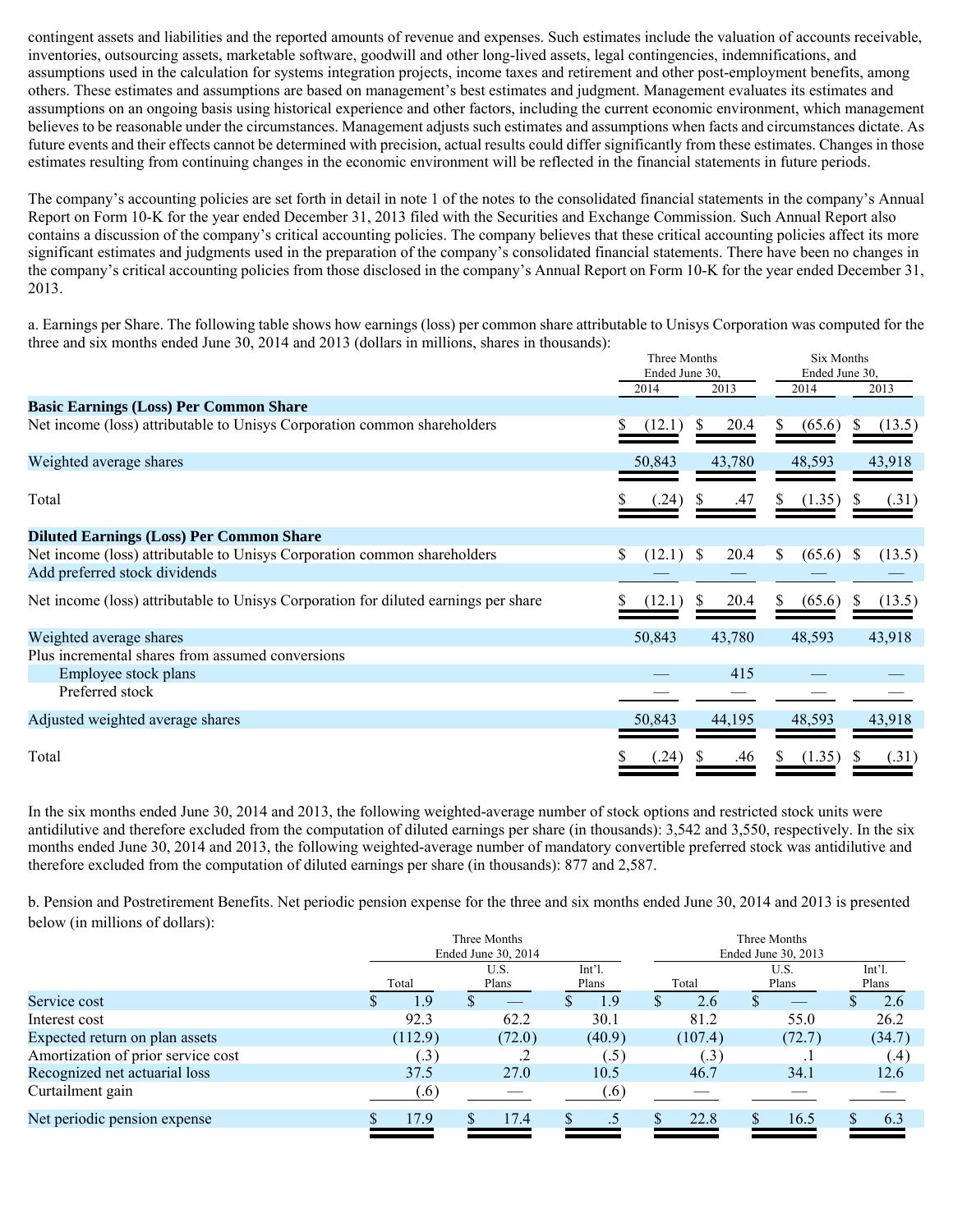contingent assets and liabilities and the reported amounts of revenue and expenses. Such estimates include the valuation of accounts receivable, inventories, outsourcing assets, marketable software, goodwill and other long-lived assets, legal contingencies, indemnifications, and assumptions used in the calculation for systems integration projects, income taxes and retirement and other post-employment benefits, among others. These estimates and assumptions are based on management's best estimates and judgment. Management evaluates its estimates and assumptions on an ongoing basis using historical experience and other factors, including the current economic environment, which management believes to be reasonable under the circumstances. Management adjusts such estimates and assumptions when facts and circumstances dictate. As future events and their effects cannot be determined with precision, actual results could differ significantly from these estimates. Changes in those estimates resulting from continuing changes in the economic environment will be reflected in the financial statements in future periods.

The company's accounting policies are set forth in detail in note 1 of the notes to the consolidated financial statements in the company's Annual Report on Form 10-K for the year ended December 31, 2013 filed with the Securities and Exchange Commission. Such Annual Report also contains a discussion of the company's critical accounting policies. The company believes that these critical accounting policies affect its more significant estimates and judgments used in the preparation of the company's consolidated financial statements. There have been no changes in the company's critical accounting policies from those disclosed in the company's Annual Report on Form 10-K for the year ended December 31, 2013.

a. Earnings per Share. The following table shows how earnings (loss) per common share attributable to Unisys Corporation was computed for the three and six months ended June 30, 2014 and 2013 (dollars in millions, shares in thousands):

| | Three Months Ended June 30, | | Six Months Ended June 30, | |
|---|---|---|---|---|
| | 2014 | 2013 | 2014 | 2013 |
| **Basic Earnings (Loss) Per Common Share** | | | | |
| Net income (loss) attributable to Unisys Corporation common shareholders | $ (12.1) | $ 20.4 | $ (65.6) | $ (13.5) |
| Weighted average shares | 50,843 | 43,780 | 48,593 | 43,918 |
| Total | $ (.24) | $ .47 | $ (1.35) | $ (.31) |
| **Diluted Earnings (Loss) Per Common Share** | | | | |
| Net income (loss) attributable to Unisys Corporation common shareholders | $ (12.1) | $ 20.4 | $ (65.6) | $ (13.5) |
| Add preferred stock dividends | — | — | — | — |
| Net income (loss) attributable to Unisys Corporation for diluted earnings per share | $ (12.1) | $ 20.4 | $ (65.6) | $ (13.5) |
| Weighted average shares | 50,843 | 43,780 | 48,593 | 43,918 |
| Plus incremental shares from assumed conversions | | | | |
| Employee stock plans | — | 415 | — | — |
| Preferred stock | — | — | — | — |
| Adjusted weighted average shares | 50,843 | 44,195 | 48,593 | 43,918 |
| Total | $ (.24) | $ .46 | $ (1.35) | $ (.31) |

In the six months ended June 30, 2014 and 2013, the following weighted-average number of stock options and restricted stock units were antidilutive and therefore excluded from the computation of diluted earnings per share (in thousands): 3,542 and 3,550, respectively. In the six months ended June 30, 2014 and 2013, the following weighted-average number of mandatory convertible preferred stock was antidilutive and therefore excluded from the computation of diluted earnings per share (in thousands): 877 and 2,587.

b. Pension and Postretirement Benefits. Net periodic pension expense for the three and six months ended June 30, 2014 and 2013 is presented below (in millions of dollars):

| | Three Months Ended June 30, 2014 | | | Three Months Ended June 30, 2013 | | |
|---|---|---|---|---|---|---|
| | Total | U.S. Plans | Int'l. Plans | Total | U.S. Plans | Int'l. Plans |
| Service cost | $ 1.9 | $ — | $ 1.9 | $ 2.6 | $ — | $ 2.6 |
| Interest cost | 92.3 | 62.2 | 30.1 | 81.2 | 55.0 | 26.2 |
| Expected return on plan assets | (112.9) | (72.0) | (40.9) | (107.4) | (72.7) | (34.7) |
| Amortization of prior service cost | (.3) | .2 | (.5) | (.3) | .1 | (.4) |
| Recognized net actuarial loss | 37.5 | 27.0 | 10.5 | 46.7 | 34.1 | 12.6 |
| Curtailment gain | (.6) | — | (.6) | — | — | — |
| Net periodic pension expense | $ 17.9 | $ 17.4 | $ .5 | $ 22.8 | $ 16.5 | $ 6.3 |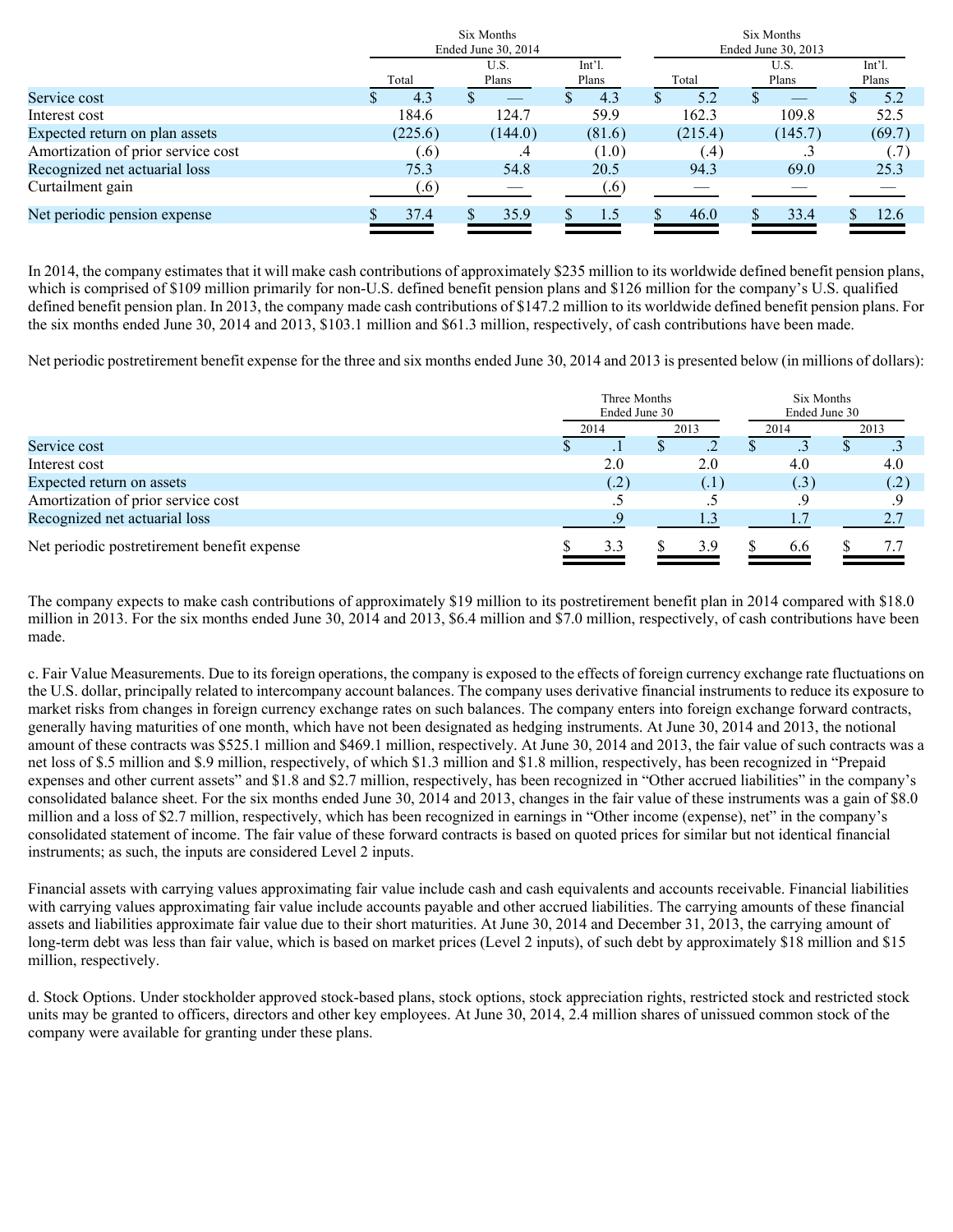| | Six Months Ended June 30, 2014 | | | Six Months Ended June 30, 2013 | | |
|---|---|---|---|---|---|---|
| | Total | U.S. Plans | Int'l. Plans | Total | U.S. Plans | Int'l. Plans |
| Service cost | $ 4.3 | $ — | $ 4.3 | $ 5.2 | $ — | $ 5.2 |
| Interest cost | 184.6 | 124.7 | 59.9 | 162.3 | 109.8 | 52.5 |
| Expected return on plan assets | (225.6) | (144.0) | (81.6) | (215.4) | (145.7) | (69.7) |
| Amortization of prior service cost | (.6) | .4 | (1.0) | (.4) | .3 | (.7) |
| Recognized net actuarial loss | 75.3 | 54.8 | 20.5 | 94.3 | 69.0 | 25.3 |
| Curtailment gain | (.6) | — | (.6) | — | — | — |
| Net periodic pension expense | $ 37.4 | $ 35.9 | $ 1.5 | $ 46.0 | $ 33.4 | $ 12.6 |

In 2014, the company estimates that it will make cash contributions of approximately $235 million to its worldwide defined benefit pension plans, which is comprised of $109 million primarily for non-U.S. defined benefit pension plans and $126 million for the company's U.S. qualified defined benefit pension plan. In 2013, the company made cash contributions of $147.2 million to its worldwide defined benefit pension plans. For the six months ended June 30, 2014 and 2013, $103.1 million and $61.3 million, respectively, of cash contributions have been made.

Net periodic postretirement benefit expense for the three and six months ended June 30, 2014 and 2013 is presented below (in millions of dollars):

| | Three Months Ended June 30 | | Six Months Ended June 30 | |
|---|---|---|---|---|
| | 2014 | 2013 | 2014 | 2013 |
| Service cost | $ .1 | $ .2 | $ .3 | $ .3 |
| Interest cost | 2.0 | 2.0 | 4.0 | 4.0 |
| Expected return on assets | (.2) | (.1) | (.3) | (.2) |
| Amortization of prior service cost | .5 | .5 | .9 | .9 |
| Recognized net actuarial loss | .9 | 1.3 | 1.7 | 2.7 |
| Net periodic postretirement benefit expense | $ 3.3 | $ 3.9 | $ 6.6 | $ 7.7 |

The company expects to make cash contributions of approximately $19 million to its postretirement benefit plan in 2014 compared with $18.0 million in 2013. For the six months ended June 30, 2014 and 2013, $6.4 million and $7.0 million, respectively, of cash contributions have been made.

c. Fair Value Measurements. Due to its foreign operations, the company is exposed to the effects of foreign currency exchange rate fluctuations on the U.S. dollar, principally related to intercompany account balances. The company uses derivative financial instruments to reduce its exposure to market risks from changes in foreign currency exchange rates on such balances. The company enters into foreign exchange forward contracts, generally having maturities of one month, which have not been designated as hedging instruments. At June 30, 2014 and 2013, the notional amount of these contracts was $525.1 million and $469.1 million, respectively. At June 30, 2014 and 2013, the fair value of such contracts was a net loss of $.5 million and $.9 million, respectively, of which $1.3 million and $1.8 million, respectively, has been recognized in "Prepaid expenses and other current assets" and $1.8 and $2.7 million, respectively, has been recognized in "Other accrued liabilities" in the company's consolidated balance sheet. For the six months ended June 30, 2014 and 2013, changes in the fair value of these instruments was a gain of $8.0 million and a loss of $2.7 million, respectively, which has been recognized in earnings in "Other income (expense), net" in the company's consolidated statement of income. The fair value of these forward contracts is based on quoted prices for similar but not identical financial instruments; as such, the inputs are considered Level 2 inputs.

Financial assets with carrying values approximating fair value include cash and cash equivalents and accounts receivable. Financial liabilities with carrying values approximating fair value include accounts payable and other accrued liabilities. The carrying amounts of these financial assets and liabilities approximate fair value due to their short maturities. At June 30, 2014 and December 31, 2013, the carrying amount of long-term debt was less than fair value, which is based on market prices (Level 2 inputs), of such debt by approximately $18 million and $15 million, respectively.

d. Stock Options. Under stockholder approved stock-based plans, stock options, stock appreciation rights, restricted stock and restricted stock units may be granted to officers, directors and other key employees. At June 30, 2014, 2.4 million shares of unissued common stock of the company were available for granting under these plans.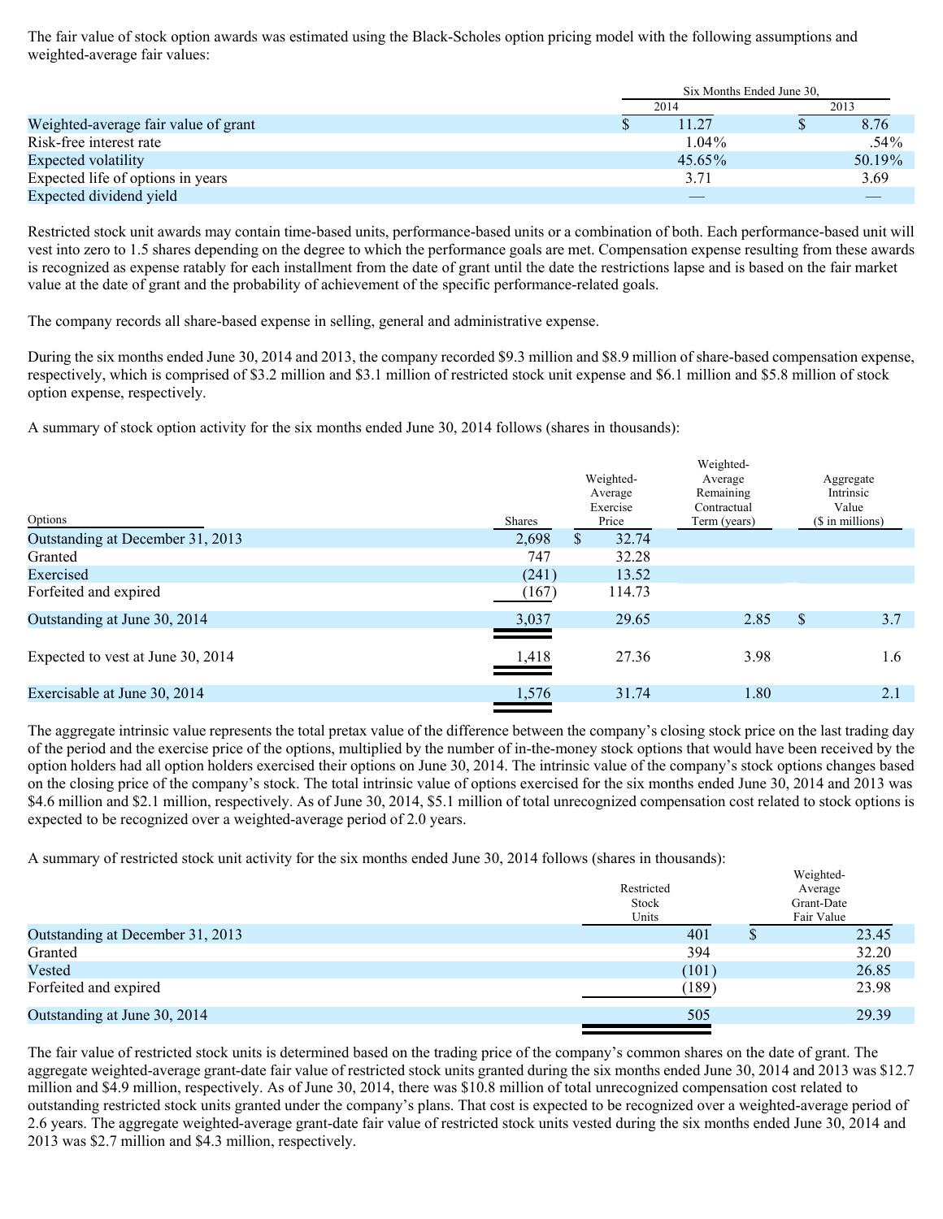The fair value of stock option awards was estimated using the Black-Scholes option pricing model with the following assumptions and weighted-average fair values:

| | Six Months Ended June 30, | |
|---|---|---|
| | 2014 | 2013 |
| Weighted-average fair value of grant | $ 11.27 | $ 8.76 |
| Risk-free interest rate | 1.04% | .54% |
| Expected volatility | 45.65% | 50.19% |
| Expected life of options in years | 3.71 | 3.69 |
| Expected dividend yield | — | — |

Restricted stock unit awards may contain time-based units, performance-based units or a combination of both. Each performance-based unit will vest into zero to 1.5 shares depending on the degree to which the performance goals are met. Compensation expense resulting from these awards is recognized as expense ratably for each installment from the date of grant until the date the restrictions lapse and is based on the fair market value at the date of grant and the probability of achievement of the specific performance-related goals.

The company records all share-based expense in selling, general and administrative expense.

During the six months ended June 30, 2014 and 2013, the company recorded $9.3 million and $8.9 million of share-based compensation expense, respectively, which is comprised of $3.2 million and $3.1 million of restricted stock unit expense and $6.1 million and $5.8 million of stock option expense, respectively.

A summary of stock option activity for the six months ended June 30, 2014 follows (shares in thousands):

| Options | Shares | Weighted-Average Exercise Price | Weighted-Average Remaining Contractual Term (years) | Aggregate Intrinsic Value ($ in millions) |
|---|---|---|---|---|
| Outstanding at December 31, 2013 | 2,698 | $ 32.74 | | |
| Granted | 747 | 32.28 | | |
| Exercised | (241) | 13.52 | | |
| Forfeited and expired | (167) | 114.73 | | |
| Outstanding at June 30, 2014 | 3,037 | 29.65 | 2.85 | $ 3.7 |
| Expected to vest at June 30, 2014 | 1,418 | 27.36 | 3.98 | 1.6 |
| Exercisable at June 30, 2014 | 1,576 | 31.74 | 1.80 | 2.1 |

The aggregate intrinsic value represents the total pretax value of the difference between the company's closing stock price on the last trading day of the period and the exercise price of the options, multiplied by the number of in-the-money stock options that would have been received by the option holders had all option holders exercised their options on June 30, 2014. The intrinsic value of the company's stock options changes based on the closing price of the company's stock. The total intrinsic value of options exercised for the six months ended June 30, 2014 and 2013 was $4.6 million and $2.1 million, respectively. As of June 30, 2014, $5.1 million of total unrecognized compensation cost related to stock options is expected to be recognized over a weighted-average period of 2.0 years.

A summary of restricted stock unit activity for the six months ended June 30, 2014 follows (shares in thousands):

| | Restricted Stock Units | Weighted-Average Grant-Date Fair Value |
|---|---|---|
| Outstanding at December 31, 2013 | 401 | $ 23.45 |
| Granted | 394 | 32.20 |
| Vested | (101) | 26.85 |
| Forfeited and expired | (189) | 23.98 |
| Outstanding at June 30, 2014 | 505 | 29.39 |

The fair value of restricted stock units is determined based on the trading price of the company's common shares on the date of grant. The aggregate weighted-average grant-date fair value of restricted stock units granted during the six months ended June 30, 2014 and 2013 was $12.7 million and $4.9 million, respectively. As of June 30, 2014, there was $10.8 million of total unrecognized compensation cost related to outstanding restricted stock units granted under the company's plans. That cost is expected to be recognized over a weighted-average period of 2.6 years. The aggregate weighted-average grant-date fair value of restricted stock units vested during the six months ended June 30, 2014 and 2013 was $2.7 million and $4.3 million, respectively.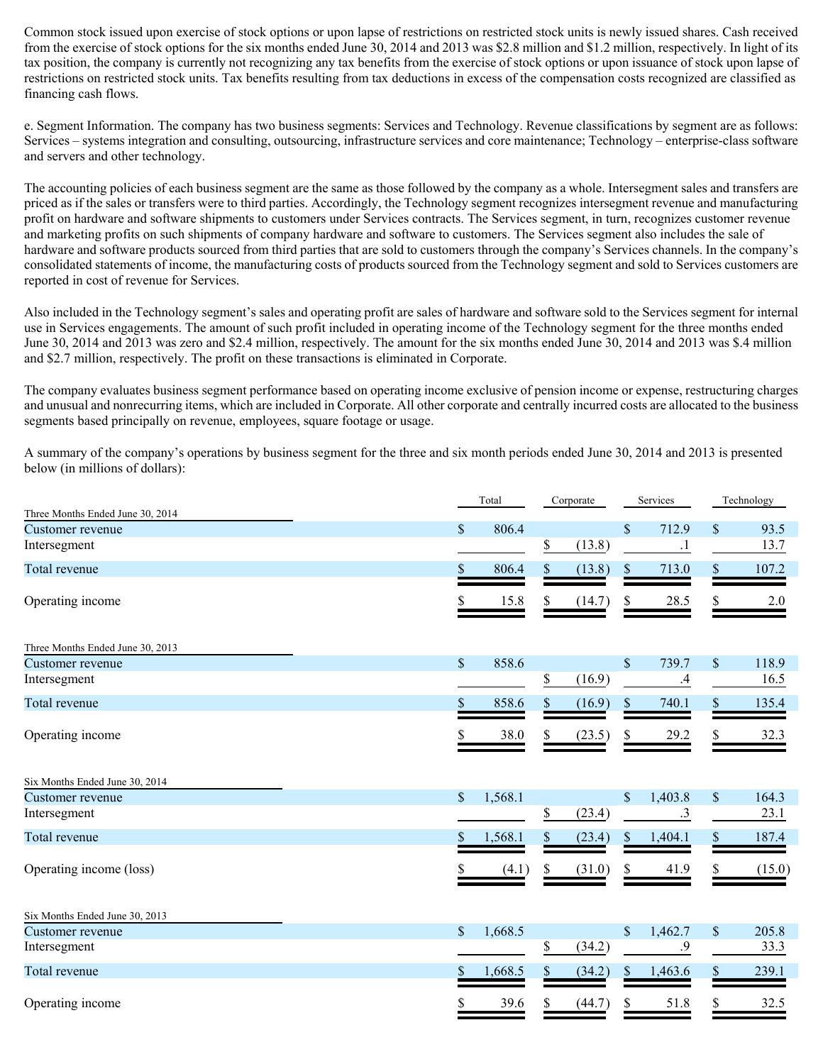Common stock issued upon exercise of stock options or upon lapse of restrictions on restricted stock units is newly issued shares. Cash received from the exercise of stock options for the six months ended June 30, 2014 and 2013 was $2.8 million and $1.2 million, respectively. In light of its tax position, the company is currently not recognizing any tax benefits from the exercise of stock options or upon issuance of stock upon lapse of restrictions on restricted stock units. Tax benefits resulting from tax deductions in excess of the compensation costs recognized are classified as financing cash flows.

e. Segment Information. The company has two business segments: Services and Technology. Revenue classifications by segment are as follows: Services – systems integration and consulting, outsourcing, infrastructure services and core maintenance; Technology – enterprise-class software and servers and other technology.

The accounting policies of each business segment are the same as those followed by the company as a whole. Intersegment sales and transfers are priced as if the sales or transfers were to third parties. Accordingly, the Technology segment recognizes intersegment revenue and manufacturing profit on hardware and software shipments to customers under Services contracts. The Services segment, in turn, recognizes customer revenue and marketing profits on such shipments of company hardware and software to customers. The Services segment also includes the sale of hardware and software products sourced from third parties that are sold to customers through the company's Services channels. In the company's consolidated statements of income, the manufacturing costs of products sourced from the Technology segment and sold to Services customers are reported in cost of revenue for Services.

Also included in the Technology segment's sales and operating profit are sales of hardware and software sold to the Services segment for internal use in Services engagements. The amount of such profit included in operating income of the Technology segment for the three months ended June 30, 2014 and 2013 was zero and $2.4 million, respectively. The amount for the six months ended June 30, 2014 and 2013 was $.4 million and $2.7 million, respectively. The profit on these transactions is eliminated in Corporate.

The company evaluates business segment performance based on operating income exclusive of pension income or expense, restructuring charges and unusual and nonrecurring items, which are included in Corporate. All other corporate and centrally incurred costs are allocated to the business segments based principally on revenue, employees, square footage or usage.

A summary of the company's operations by business segment for the three and six month periods ended June 30, 2014 and 2013 is presented below (in millions of dollars):

| | Total | Corporate | Services | Technology |
|---|---|---|---|---|
| **Three Months Ended June 30, 2014** | | | | |
| Customer revenue | $ 806.4 | | $ 712.9 | $ 93.5 |
| Intersegment | | $ (13.8) | .1 | 13.7 |
| Total revenue | $ 806.4 | $ (13.8) | $ 713.0 | $ 107.2 |
| Operating income | $ 15.8 | $ (14.7) | $ 28.5 | $ 2.0 |
| **Three Months Ended June 30, 2013** | | | | |
| Customer revenue | $ 858.6 | | $ 739.7 | $ 118.9 |
| Intersegment | | $ (16.9) | .4 | 16.5 |
| Total revenue | $ 858.6 | $ (16.9) | $ 740.1 | $ 135.4 |
| Operating income | $ 38.0 | $ (23.5) | $ 29.2 | $ 32.3 |
| **Six Months Ended June 30, 2014** | | | | |
| Customer revenue | $ 1,568.1 | | $ 1,403.8 | $ 164.3 |
| Intersegment | | $ (23.4) | .3 | 23.1 |
| Total revenue | $ 1,568.1 | $ (23.4) | $ 1,404.1 | $ 187.4 |
| Operating income (loss) | $ (4.1) | $ (31.0) | $ 41.9 | $ (15.0) |
| **Six Months Ended June 30, 2013** | | | | |
| Customer revenue | $ 1,668.5 | | $ 1,462.7 | $ 205.8 |
| Intersegment | | $ (34.2) | .9 | 33.3 |
| Total revenue | $ 1,668.5 | $ (34.2) | $ 1,463.6 | $ 239.1 |
| Operating income | $ 39.6 | $ (44.7) | $ 51.8 | $ 32.5 |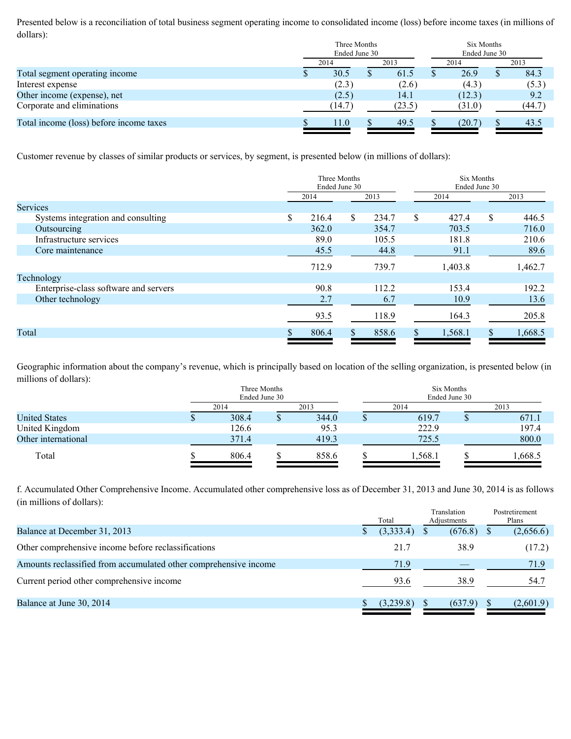Presented below is a reconciliation of total business segment operating income to consolidated income (loss) before income taxes (in millions of dollars):

| | Three Months Ended June 30 | | Six Months Ended June 30 | |
|---|---|---|---|---|
| | 2014 | 2013 | 2014 | 2013 |
| Total segment operating income | $ 30.5 | $ 61.5 | $ 26.9 | $ 84.3 |
| Interest expense | (2.3) | (2.6) | (4.3) | (5.3) |
| Other income (expense), net | (2.5) | 14.1 | (12.3) | 9.2 |
| Corporate and eliminations | (14.7) | (23.5) | (31.0) | (44.7) |
| Total income (loss) before income taxes | $ 11.0 | $ 49.5 | $ (20.7) | $ 43.5 |

Customer revenue by classes of similar products or services, by segment, is presented below (in millions of dollars):

| | Three Months Ended June 30 | | Six Months Ended June 30 | |
|---|---|---|---|---|
| | 2014 | 2013 | 2014 | 2013 |
| Services | | | | |
| Systems integration and consulting | $ 216.4 | $ 234.7 | $ 427.4 | $ 446.5 |
| Outsourcing | 362.0 | 354.7 | 703.5 | 716.0 |
| Infrastructure services | 89.0 | 105.5 | 181.8 | 210.6 |
| Core maintenance | 45.5 | 44.8 | 91.1 | 89.6 |
| | 712.9 | 739.7 | 1,403.8 | 1,462.7 |
| Technology | | | | |
| Enterprise-class software and servers | 90.8 | 112.2 | 153.4 | 192.2 |
| Other technology | 2.7 | 6.7 | 10.9 | 13.6 |
| | 93.5 | 118.9 | 164.3 | 205.8 |
| Total | $ 806.4 | $ 858.6 | $ 1,568.1 | $ 1,668.5 |

Geographic information about the company's revenue, which is principally based on location of the selling organization, is presented below (in millions of dollars):

| | Three Months Ended June 30 | | Six Months Ended June 30 | |
|---|---|---|---|---|
| | 2014 | 2013 | 2014 | 2013 |
| United States | $ 308.4 | $ 344.0 | $ 619.7 | $ 671.1 |
| United Kingdom | 126.6 | 95.3 | 222.9 | 197.4 |
| Other international | 371.4 | 419.3 | 725.5 | 800.0 |
| Total | $ 806.4 | $ 858.6 | $ 1,568.1 | $ 1,668.5 |

f. Accumulated Other Comprehensive Income. Accumulated other comprehensive loss as of December 31, 2013 and June 30, 2014 is as follows (in millions of dollars):

| | Total | Translation Adjustments | Postretirement Plans |
|---|---|---|---|
| Balance at December 31, 2013 | $ (3,333.4) | $ (676.8) | $ (2,656.6) |
| Other comprehensive income before reclassifications | 21.7 | 38.9 | (17.2) |
| Amounts reclassified from accumulated other comprehensive income | 71.9 | — | 71.9 |
| Current period other comprehensive income | 93.6 | 38.9 | 54.7 |
| Balance at June 30, 2014 | $ (3,239.8) | $ (637.9) | $ (2,601.9) |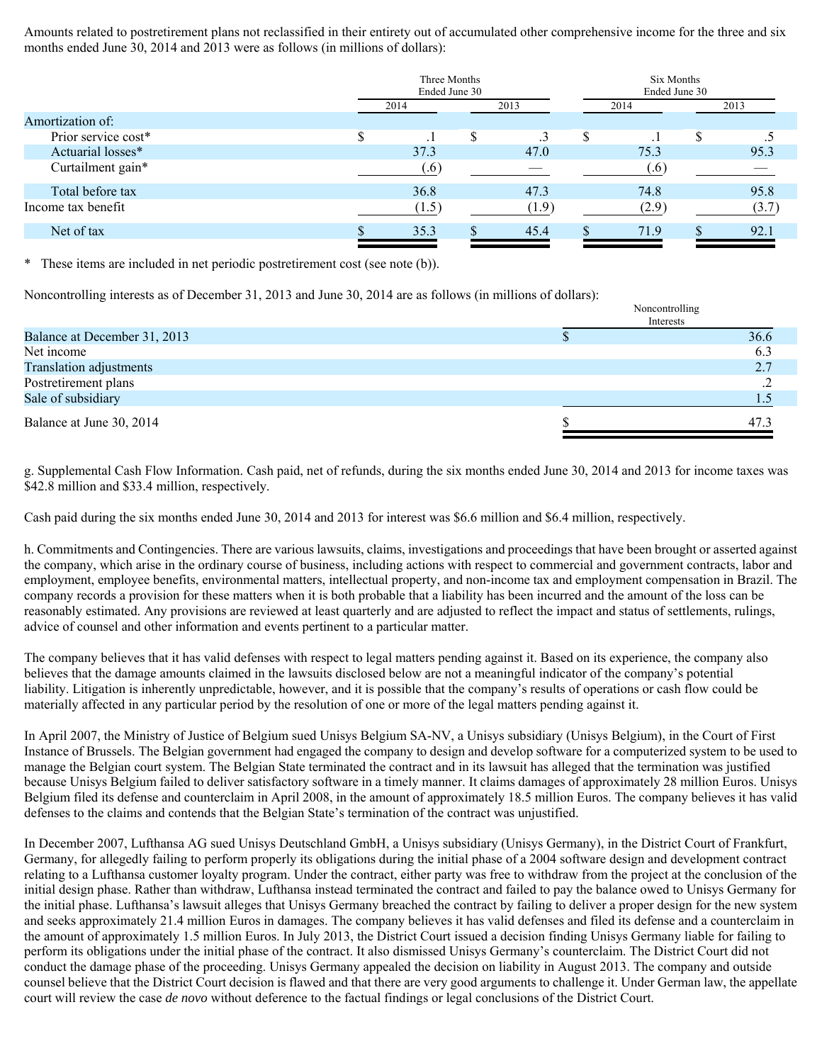Amounts related to postretirement plans not reclassified in their entirety out of accumulated other comprehensive income for the three and six months ended June 30, 2014 and 2013 were as follows (in millions of dollars):

| | Three Months Ended June 30 | | Six Months Ended June 30 | |
|---|---|---|---|---|
| | 2014 | 2013 | 2014 | 2013 |
| Amortization of: | | | | |
| Prior service cost* | $ .1 | $ .3 | $ .1 | $ .5 |
| Actuarial losses* | 37.3 | 47.0 | 75.3 | 95.3 |
| Curtailment gain* | (.6) | — | (.6) | — |
| Total before tax | 36.8 | 47.3 | 74.8 | 95.8 |
| Income tax benefit | (1.5) | (1.9) | (2.9) | (3.7) |
| Net of tax | $ 35.3 | $ 45.4 | $ 71.9 | $ 92.1 |

\* These items are included in net periodic postretirement cost (see note (b)).

Noncontrolling interests as of December 31, 2013 and June 30, 2014 are as follows (in millions of dollars):

| | Noncontrolling Interests |
|---|---|
| Balance at December 31, 2013 | $ 36.6 |
| Net income | 6.3 |
| Translation adjustments | 2.7 |
| Postretirement plans | .2 |
| Sale of subsidiary | 1.5 |
| Balance at June 30, 2014 | $ 47.3 |

g. Supplemental Cash Flow Information. Cash paid, net of refunds, during the six months ended June 30, 2014 and 2013 for income taxes was $42.8 million and $33.4 million, respectively.

Cash paid during the six months ended June 30, 2014 and 2013 for interest was $6.6 million and $6.4 million, respectively.

h. Commitments and Contingencies. There are various lawsuits, claims, investigations and proceedings that have been brought or asserted against the company, which arise in the ordinary course of business, including actions with respect to commercial and government contracts, labor and employment, employee benefits, environmental matters, intellectual property, and non-income tax and employment compensation in Brazil. The company records a provision for these matters when it is both probable that a liability has been incurred and the amount of the loss can be reasonably estimated. Any provisions are reviewed at least quarterly and are adjusted to reflect the impact and status of settlements, rulings, advice of counsel and other information and events pertinent to a particular matter.

The company believes that it has valid defenses with respect to legal matters pending against it. Based on its experience, the company also believes that the damage amounts claimed in the lawsuits disclosed below are not a meaningful indicator of the company's potential liability. Litigation is inherently unpredictable, however, and it is possible that the company's results of operations or cash flow could be materially affected in any particular period by the resolution of one or more of the legal matters pending against it.

In April 2007, the Ministry of Justice of Belgium sued Unisys Belgium SA-NV, a Unisys subsidiary (Unisys Belgium), in the Court of First Instance of Brussels. The Belgian government had engaged the company to design and develop software for a computerized system to be used to manage the Belgian court system. The Belgian State terminated the contract and in its lawsuit has alleged that the termination was justified because Unisys Belgium failed to deliver satisfactory software in a timely manner. It claims damages of approximately 28 million Euros. Unisys Belgium filed its defense and counterclaim in April 2008, in the amount of approximately 18.5 million Euros. The company believes it has valid defenses to the claims and contends that the Belgian State's termination of the contract was unjustified.

In December 2007, Lufthansa AG sued Unisys Deutschland GmbH, a Unisys subsidiary (Unisys Germany), in the District Court of Frankfurt, Germany, for allegedly failing to perform properly its obligations during the initial phase of a 2004 software design and development contract relating to a Lufthansa customer loyalty program. Under the contract, either party was free to withdraw from the project at the conclusion of the initial design phase. Rather than withdraw, Lufthansa instead terminated the contract and failed to pay the balance owed to Unisys Germany for the initial phase. Lufthansa's lawsuit alleges that Unisys Germany breached the contract by failing to deliver a proper design for the new system and seeks approximately 21.4 million Euros in damages. The company believes it has valid defenses and filed its defense and a counterclaim in the amount of approximately 1.5 million Euros. In July 2013, the District Court issued a decision finding Unisys Germany liable for failing to perform its obligations under the initial phase of the contract. It also dismissed Unisys Germany's counterclaim. The District Court did not conduct the damage phase of the proceeding. Unisys Germany appealed the decision on liability in August 2013. The company and outside counsel believe that the District Court decision is flawed and that there are very good arguments to challenge it. Under German law, the appellate court will review the case *de novo* without deference to the factual findings or legal conclusions of the District Court.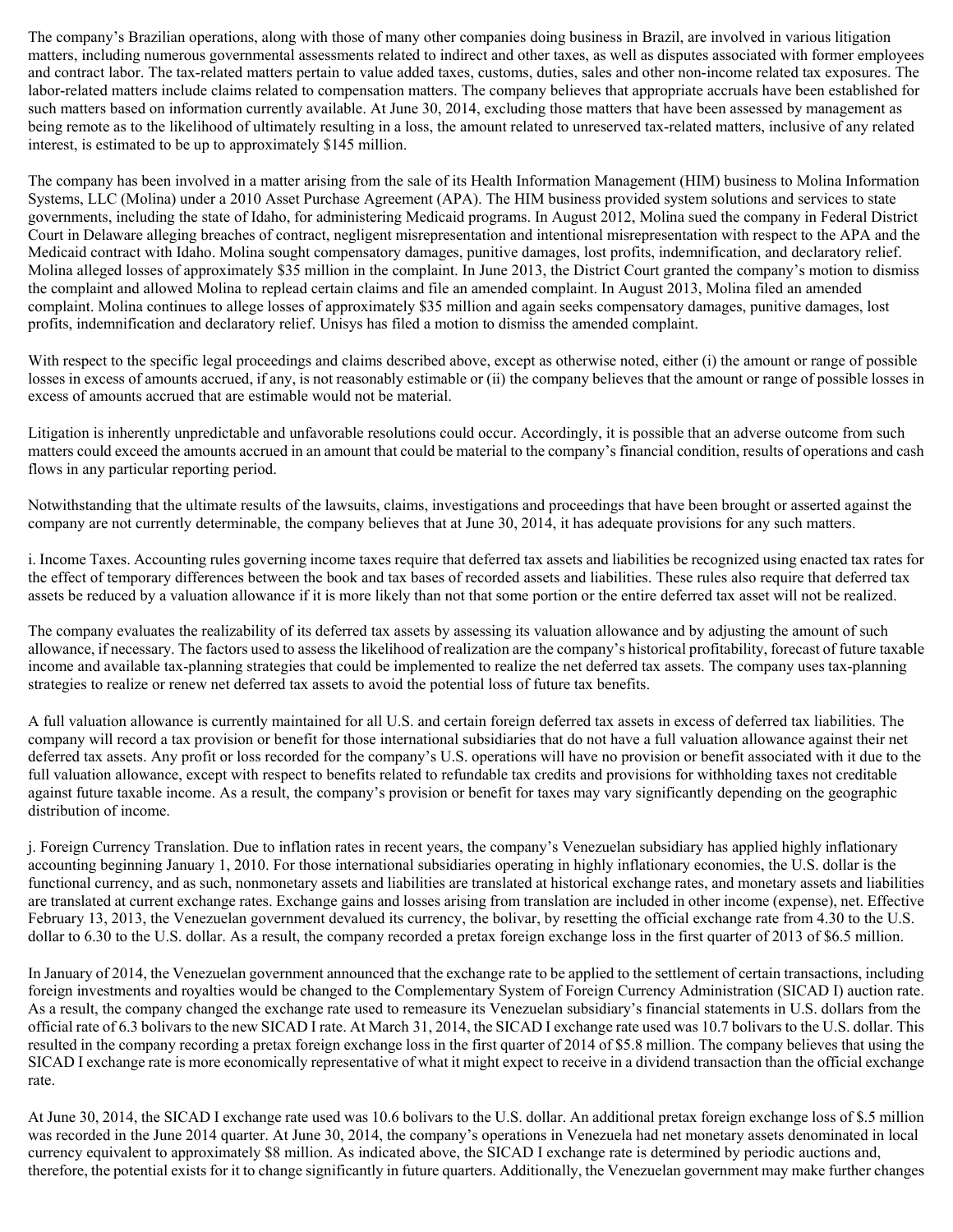The company's Brazilian operations, along with those of many other companies doing business in Brazil, are involved in various litigation matters, including numerous governmental assessments related to indirect and other taxes, as well as disputes associated with former employees and contract labor. The tax-related matters pertain to value added taxes, customs, duties, sales and other non-income related tax exposures. The labor-related matters include claims related to compensation matters. The company believes that appropriate accruals have been established for such matters based on information currently available. At June 30, 2014, excluding those matters that have been assessed by management as being remote as to the likelihood of ultimately resulting in a loss, the amount related to unreserved tax-related matters, inclusive of any related interest, is estimated to be up to approximately $145 million.

The company has been involved in a matter arising from the sale of its Health Information Management (HIM) business to Molina Information Systems, LLC (Molina) under a 2010 Asset Purchase Agreement (APA). The HIM business provided system solutions and services to state governments, including the state of Idaho, for administering Medicaid programs. In August 2012, Molina sued the company in Federal District Court in Delaware alleging breaches of contract, negligent misrepresentation and intentional misrepresentation with respect to the APA and the Medicaid contract with Idaho. Molina sought compensatory damages, punitive damages, lost profits, indemnification, and declaratory relief. Molina alleged losses of approximately $35 million in the complaint. In June 2013, the District Court granted the company's motion to dismiss the complaint and allowed Molina to replead certain claims and file an amended complaint. In August 2013, Molina filed an amended complaint. Molina continues to allege losses of approximately $35 million and again seeks compensatory damages, punitive damages, lost profits, indemnification and declaratory relief. Unisys has filed a motion to dismiss the amended complaint.

With respect to the specific legal proceedings and claims described above, except as otherwise noted, either (i) the amount or range of possible losses in excess of amounts accrued, if any, is not reasonably estimable or (ii) the company believes that the amount or range of possible losses in excess of amounts accrued that are estimable would not be material.

Litigation is inherently unpredictable and unfavorable resolutions could occur. Accordingly, it is possible that an adverse outcome from such matters could exceed the amounts accrued in an amount that could be material to the company's financial condition, results of operations and cash flows in any particular reporting period.

Notwithstanding that the ultimate results of the lawsuits, claims, investigations and proceedings that have been brought or asserted against the company are not currently determinable, the company believes that at June 30, 2014, it has adequate provisions for any such matters.

i. Income Taxes. Accounting rules governing income taxes require that deferred tax assets and liabilities be recognized using enacted tax rates for the effect of temporary differences between the book and tax bases of recorded assets and liabilities. These rules also require that deferred tax assets be reduced by a valuation allowance if it is more likely than not that some portion or the entire deferred tax asset will not be realized.

The company evaluates the realizability of its deferred tax assets by assessing its valuation allowance and by adjusting the amount of such allowance, if necessary. The factors used to assess the likelihood of realization are the company's historical profitability, forecast of future taxable income and available tax-planning strategies that could be implemented to realize the net deferred tax assets. The company uses tax-planning strategies to realize or renew net deferred tax assets to avoid the potential loss of future tax benefits.

A full valuation allowance is currently maintained for all U.S. and certain foreign deferred tax assets in excess of deferred tax liabilities. The company will record a tax provision or benefit for those international subsidiaries that do not have a full valuation allowance against their net deferred tax assets. Any profit or loss recorded for the company's U.S. operations will have no provision or benefit associated with it due to the full valuation allowance, except with respect to benefits related to refundable tax credits and provisions for withholding taxes not creditable against future taxable income. As a result, the company's provision or benefit for taxes may vary significantly depending on the geographic distribution of income.

j. Foreign Currency Translation. Due to inflation rates in recent years, the company's Venezuelan subsidiary has applied highly inflationary accounting beginning January 1, 2010. For those international subsidiaries operating in highly inflationary economies, the U.S. dollar is the functional currency, and as such, nonmonetary assets and liabilities are translated at historical exchange rates, and monetary assets and liabilities are translated at current exchange rates. Exchange gains and losses arising from translation are included in other income (expense), net. Effective February 13, 2013, the Venezuelan government devalued its currency, the bolivar, by resetting the official exchange rate from 4.30 to the U.S. dollar to 6.30 to the U.S. dollar. As a result, the company recorded a pretax foreign exchange loss in the first quarter of 2013 of $6.5 million.

In January of 2014, the Venezuelan government announced that the exchange rate to be applied to the settlement of certain transactions, including foreign investments and royalties would be changed to the Complementary System of Foreign Currency Administration (SICAD I) auction rate. As a result, the company changed the exchange rate used to remeasure its Venezuelan subsidiary's financial statements in U.S. dollars from the official rate of 6.3 bolivars to the new SICAD I rate. At March 31, 2014, the SICAD I exchange rate used was 10.7 bolivars to the U.S. dollar. This resulted in the company recording a pretax foreign exchange loss in the first quarter of 2014 of $5.8 million. The company believes that using the SICAD I exchange rate is more economically representative of what it might expect to receive in a dividend transaction than the official exchange rate.

At June 30, 2014, the SICAD I exchange rate used was 10.6 bolivars to the U.S. dollar. An additional pretax foreign exchange loss of $.5 million was recorded in the June 2014 quarter. At June 30, 2014, the company's operations in Venezuela had net monetary assets denominated in local currency equivalent to approximately $8 million. As indicated above, the SICAD I exchange rate is determined by periodic auctions and, therefore, the potential exists for it to change significantly in future quarters. Additionally, the Venezuelan government may make further changes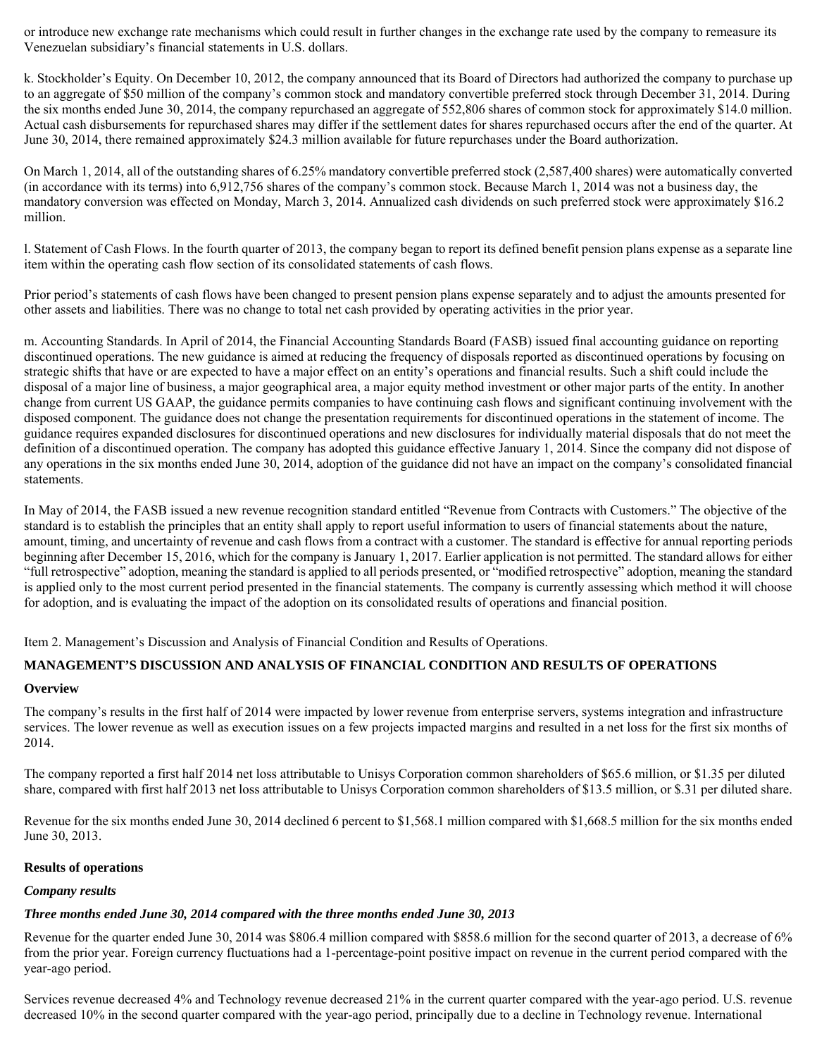or introduce new exchange rate mechanisms which could result in further changes in the exchange rate used by the company to remeasure its Venezuelan subsidiary's financial statements in U.S. dollars.

k. Stockholder's Equity. On December 10, 2012, the company announced that its Board of Directors had authorized the company to purchase up to an aggregate of $50 million of the company's common stock and mandatory convertible preferred stock through December 31, 2014. During the six months ended June 30, 2014, the company repurchased an aggregate of 552,806 shares of common stock for approximately $14.0 million. Actual cash disbursements for repurchased shares may differ if the settlement dates for shares repurchased occurs after the end of the quarter. At June 30, 2014, there remained approximately $24.3 million available for future repurchases under the Board authorization.

On March 1, 2014, all of the outstanding shares of 6.25% mandatory convertible preferred stock (2,587,400 shares) were automatically converted (in accordance with its terms) into 6,912,756 shares of the company's common stock. Because March 1, 2014 was not a business day, the mandatory conversion was effected on Monday, March 3, 2014. Annualized cash dividends on such preferred stock were approximately $16.2 million.

l. Statement of Cash Flows. In the fourth quarter of 2013, the company began to report its defined benefit pension plans expense as a separate line item within the operating cash flow section of its consolidated statements of cash flows.

Prior period's statements of cash flows have been changed to present pension plans expense separately and to adjust the amounts presented for other assets and liabilities. There was no change to total net cash provided by operating activities in the prior year.

m. Accounting Standards. In April of 2014, the Financial Accounting Standards Board (FASB) issued final accounting guidance on reporting discontinued operations. The new guidance is aimed at reducing the frequency of disposals reported as discontinued operations by focusing on strategic shifts that have or are expected to have a major effect on an entity's operations and financial results. Such a shift could include the disposal of a major line of business, a major geographical area, a major equity method investment or other major parts of the entity. In another change from current US GAAP, the guidance permits companies to have continuing cash flows and significant continuing involvement with the disposed component. The guidance does not change the presentation requirements for discontinued operations in the statement of income. The guidance requires expanded disclosures for discontinued operations and new disclosures for individually material disposals that do not meet the definition of a discontinued operation. The company has adopted this guidance effective January 1, 2014. Since the company did not dispose of any operations in the six months ended June 30, 2014, adoption of the guidance did not have an impact on the company's consolidated financial statements.

In May of 2014, the FASB issued a new revenue recognition standard entitled "Revenue from Contracts with Customers." The objective of the standard is to establish the principles that an entity shall apply to report useful information to users of financial statements about the nature, amount, timing, and uncertainty of revenue and cash flows from a contract with a customer. The standard is effective for annual reporting periods beginning after December 15, 2016, which for the company is January 1, 2017. Earlier application is not permitted. The standard allows for either "full retrospective" adoption, meaning the standard is applied to all periods presented, or "modified retrospective" adoption, meaning the standard is applied only to the most current period presented in the financial statements. The company is currently assessing which method it will choose for adoption, and is evaluating the impact of the adoption on its consolidated results of operations and financial position.

Item 2. Management's Discussion and Analysis of Financial Condition and Results of Operations.

## MANAGEMENT'S DISCUSSION AND ANALYSIS OF FINANCIAL CONDITION AND RESULTS OF OPERATIONS

### Overview

The company's results in the first half of 2014 were impacted by lower revenue from enterprise servers, systems integration and infrastructure services. The lower revenue as well as execution issues on a few projects impacted margins and resulted in a net loss for the first six months of 2014.

The company reported a first half 2014 net loss attributable to Unisys Corporation common shareholders of $65.6 million, or $1.35 per diluted share, compared with first half 2013 net loss attributable to Unisys Corporation common shareholders of $13.5 million, or $.31 per diluted share.

Revenue for the six months ended June 30, 2014 declined 6 percent to $1,568.1 million compared with $1,668.5 million for the six months ended June 30, 2013.

### Results of operations

***Company results***

***Three months ended June 30, 2014 compared with the three months ended June 30, 2013***

Revenue for the quarter ended June 30, 2014 was $806.4 million compared with $858.6 million for the second quarter of 2013, a decrease of 6% from the prior year. Foreign currency fluctuations had a 1-percentage-point positive impact on revenue in the current period compared with the year-ago period.

Services revenue decreased 4% and Technology revenue decreased 21% in the current quarter compared with the year-ago period. U.S. revenue decreased 10% in the second quarter compared with the year-ago period, principally due to a decline in Technology revenue. International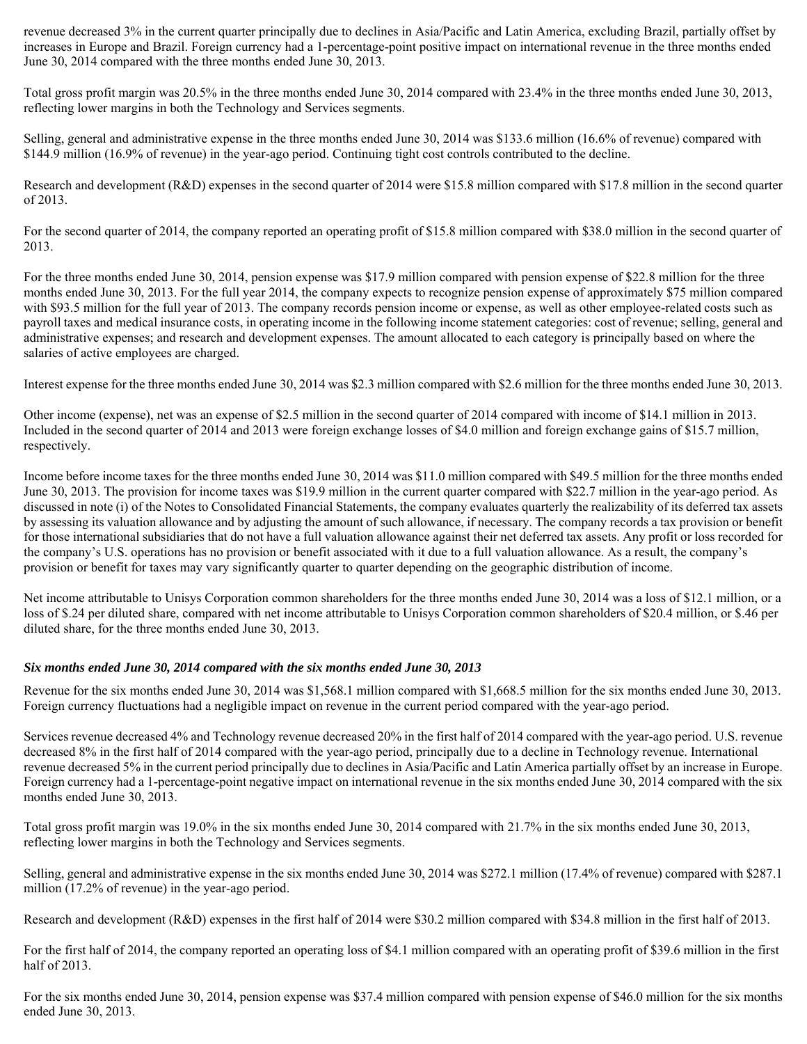revenue decreased 3% in the current quarter principally due to declines in Asia/Pacific and Latin America, excluding Brazil, partially offset by increases in Europe and Brazil. Foreign currency had a 1-percentage-point positive impact on international revenue in the three months ended June 30, 2014 compared with the three months ended June 30, 2013.

Total gross profit margin was 20.5% in the three months ended June 30, 2014 compared with 23.4% in the three months ended June 30, 2013, reflecting lower margins in both the Technology and Services segments.

Selling, general and administrative expense in the three months ended June 30, 2014 was $133.6 million (16.6% of revenue) compared with $144.9 million (16.9% of revenue) in the year-ago period. Continuing tight cost controls contributed to the decline.

Research and development (R&D) expenses in the second quarter of 2014 were $15.8 million compared with $17.8 million in the second quarter of 2013.

For the second quarter of 2014, the company reported an operating profit of $15.8 million compared with $38.0 million in the second quarter of 2013.

For the three months ended June 30, 2014, pension expense was $17.9 million compared with pension expense of $22.8 million for the three months ended June 30, 2013. For the full year 2014, the company expects to recognize pension expense of approximately $75 million compared with $93.5 million for the full year of 2013. The company records pension income or expense, as well as other employee-related costs such as payroll taxes and medical insurance costs, in operating income in the following income statement categories: cost of revenue; selling, general and administrative expenses; and research and development expenses. The amount allocated to each category is principally based on where the salaries of active employees are charged.

Interest expense for the three months ended June 30, 2014 was $2.3 million compared with $2.6 million for the three months ended June 30, 2013.

Other income (expense), net was an expense of $2.5 million in the second quarter of 2014 compared with income of $14.1 million in 2013. Included in the second quarter of 2014 and 2013 were foreign exchange losses of $4.0 million and foreign exchange gains of $15.7 million, respectively.

Income before income taxes for the three months ended June 30, 2014 was $11.0 million compared with $49.5 million for the three months ended June 30, 2013. The provision for income taxes was $19.9 million in the current quarter compared with $22.7 million in the year-ago period. As discussed in note (i) of the Notes to Consolidated Financial Statements, the company evaluates quarterly the realizability of its deferred tax assets by assessing its valuation allowance and by adjusting the amount of such allowance, if necessary. The company records a tax provision or benefit for those international subsidiaries that do not have a full valuation allowance against their net deferred tax assets. Any profit or loss recorded for the company's U.S. operations has no provision or benefit associated with it due to a full valuation allowance. As a result, the company's provision or benefit for taxes may vary significantly quarter to quarter depending on the geographic distribution of income.

Net income attributable to Unisys Corporation common shareholders for the three months ended June 30, 2014 was a loss of $12.1 million, or a loss of $.24 per diluted share, compared with net income attributable to Unisys Corporation common shareholders of $20.4 million, or $.46 per diluted share, for the three months ended June 30, 2013.

***Six months ended June 30, 2014 compared with the six months ended June 30, 2013***

Revenue for the six months ended June 30, 2014 was $1,568.1 million compared with $1,668.5 million for the six months ended June 30, 2013. Foreign currency fluctuations had a negligible impact on revenue in the current period compared with the year-ago period.

Services revenue decreased 4% and Technology revenue decreased 20% in the first half of 2014 compared with the year-ago period. U.S. revenue decreased 8% in the first half of 2014 compared with the year-ago period, principally due to a decline in Technology revenue. International revenue decreased 5% in the current period principally due to declines in Asia/Pacific and Latin America partially offset by an increase in Europe. Foreign currency had a 1-percentage-point negative impact on international revenue in the six months ended June 30, 2014 compared with the six months ended June 30, 2013.

Total gross profit margin was 19.0% in the six months ended June 30, 2014 compared with 21.7% in the six months ended June 30, 2013, reflecting lower margins in both the Technology and Services segments.

Selling, general and administrative expense in the six months ended June 30, 2014 was $272.1 million (17.4% of revenue) compared with $287.1 million (17.2% of revenue) in the year-ago period.

Research and development (R&D) expenses in the first half of 2014 were $30.2 million compared with $34.8 million in the first half of 2013.

For the first half of 2014, the company reported an operating loss of $4.1 million compared with an operating profit of $39.6 million in the first half of 2013.

For the six months ended June 30, 2014, pension expense was $37.4 million compared with pension expense of $46.0 million for the six months ended June 30, 2013.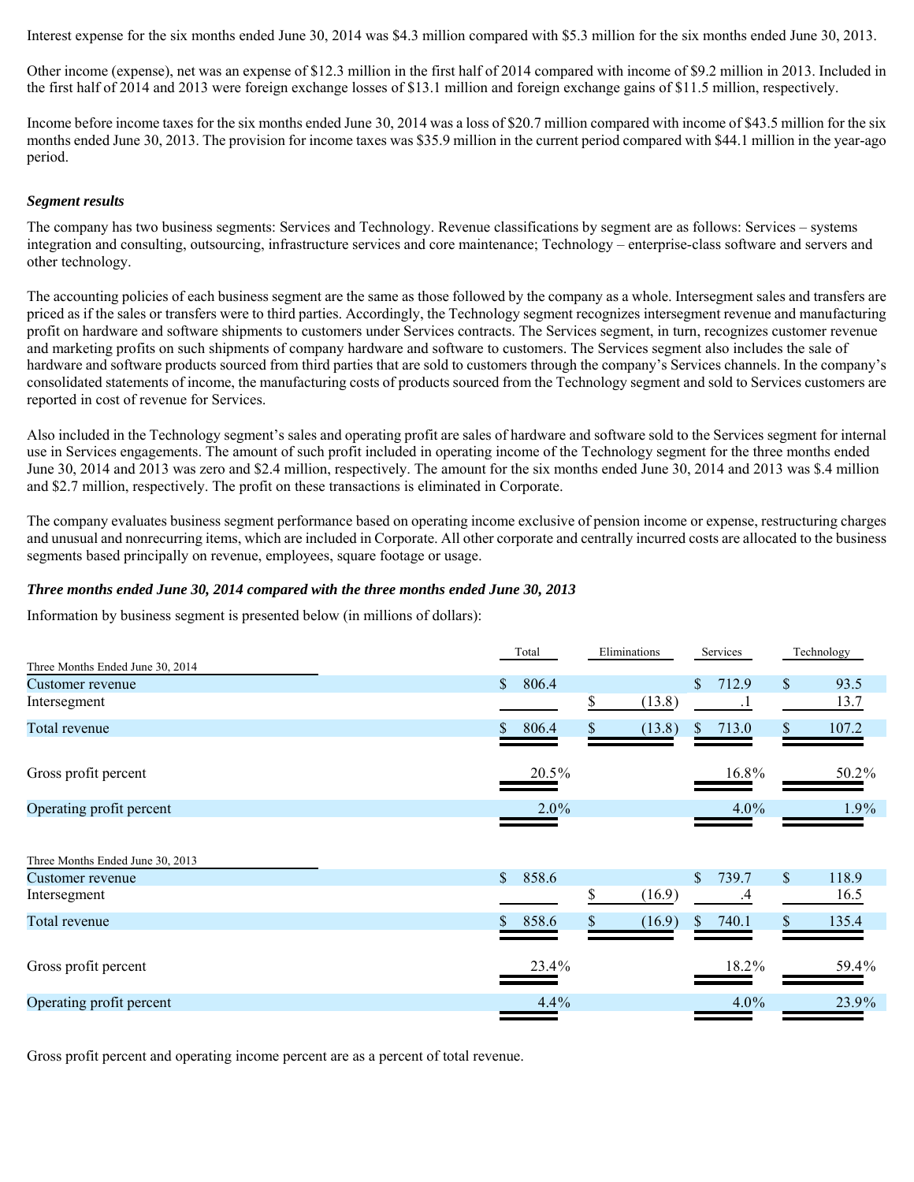Interest expense for the six months ended June 30, 2014 was $4.3 million compared with $5.3 million for the six months ended June 30, 2013.

Other income (expense), net was an expense of $12.3 million in the first half of 2014 compared with income of $9.2 million in 2013. Included in the first half of 2014 and 2013 were foreign exchange losses of $13.1 million and foreign exchange gains of $11.5 million, respectively.

Income before income taxes for the six months ended June 30, 2014 was a loss of $20.7 million compared with income of $43.5 million for the six months ended June 30, 2013. The provision for income taxes was $35.9 million in the current period compared with $44.1 million in the year-ago period.

***Segment results***

The company has two business segments: Services and Technology. Revenue classifications by segment are as follows: Services – systems integration and consulting, outsourcing, infrastructure services and core maintenance; Technology – enterprise-class software and servers and other technology.

The accounting policies of each business segment are the same as those followed by the company as a whole. Intersegment sales and transfers are priced as if the sales or transfers were to third parties. Accordingly, the Technology segment recognizes intersegment revenue and manufacturing profit on hardware and software shipments to customers under Services contracts. The Services segment, in turn, recognizes customer revenue and marketing profits on such shipments of company hardware and software to customers. The Services segment also includes the sale of hardware and software products sourced from third parties that are sold to customers through the company's Services channels. In the company's consolidated statements of income, the manufacturing costs of products sourced from the Technology segment and sold to Services customers are reported in cost of revenue for Services.

Also included in the Technology segment's sales and operating profit are sales of hardware and software sold to the Services segment for internal use in Services engagements. The amount of such profit included in operating income of the Technology segment for the three months ended June 30, 2014 and 2013 was zero and $2.4 million, respectively. The amount for the six months ended June 30, 2014 and 2013 was $.4 million and $2.7 million, respectively. The profit on these transactions is eliminated in Corporate.

The company evaluates business segment performance based on operating income exclusive of pension income or expense, restructuring charges and unusual and nonrecurring items, which are included in Corporate. All other corporate and centrally incurred costs are allocated to the business segments based principally on revenue, employees, square footage or usage.

***Three months ended June 30, 2014 compared with the three months ended June 30, 2013***

Information by business segment is presented below (in millions of dollars):

| | Total | Eliminations | Services | Technology |
|---|---|---|---|---|
| Three Months Ended June 30, 2014 | | | | |
| Customer revenue | $ 806.4 | | $ 712.9 | $ 93.5 |
| Intersegment | | $ (13.8) | .1 | 13.7 |
| Total revenue | $ 806.4 | $ (13.8) | $ 713.0 | $ 107.2 |
| Gross profit percent | 20.5% | | 16.8% | 50.2% |
| Operating profit percent | 2.0% | | 4.0% | 1.9% |
| Three Months Ended June 30, 2013 | | | | |
| Customer revenue | $ 858.6 | | $ 739.7 | $ 118.9 |
| Intersegment | | $ (16.9) | .4 | 16.5 |
| Total revenue | $ 858.6 | $ (16.9) | $ 740.1 | $ 135.4 |
| Gross profit percent | 23.4% | | 18.2% | 59.4% |
| Operating profit percent | 4.4% | | 4.0% | 23.9% |

Gross profit percent and operating income percent are as a percent of total revenue.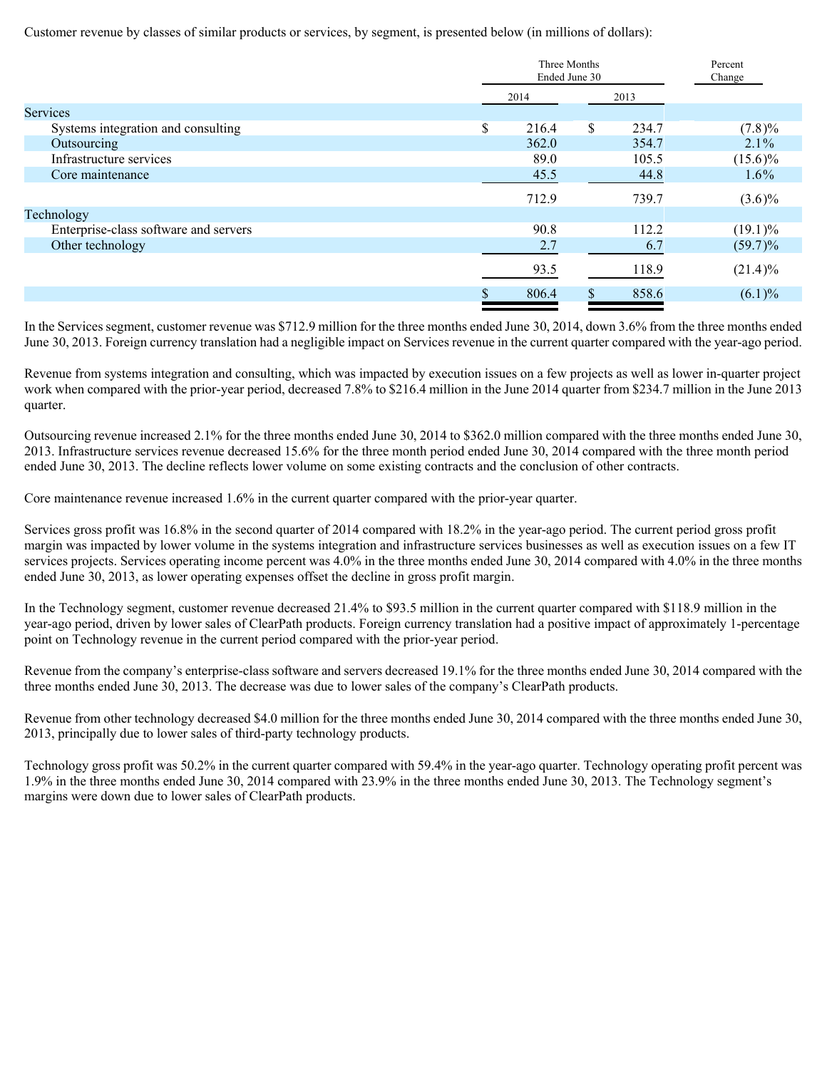Customer revenue by classes of similar products or services, by segment, is presented below (in millions of dollars):

| | Three Months Ended June 30 | | Percent Change |
|---|---|---|---|
| | 2014 | 2013 | |
| Services | | | |
| Systems integration and consulting | $ 216.4 | $ 234.7 | (7.8)% |
| Outsourcing | 362.0 | 354.7 | 2.1% |
| Infrastructure services | 89.0 | 105.5 | (15.6)% |
| Core maintenance | 45.5 | 44.8 | 1.6% |
| | 712.9 | 739.7 | (3.6)% |
| Technology | | | |
| Enterprise-class software and servers | 90.8 | 112.2 | (19.1)% |
| Other technology | 2.7 | 6.7 | (59.7)% |
| | 93.5 | 118.9 | (21.4)% |
| | $ 806.4 | $ 858.6 | (6.1)% |

In the Services segment, customer revenue was $712.9 million for the three months ended June 30, 2014, down 3.6% from the three months ended June 30, 2013. Foreign currency translation had a negligible impact on Services revenue in the current quarter compared with the year-ago period.

Revenue from systems integration and consulting, which was impacted by execution issues on a few projects as well as lower in-quarter project work when compared with the prior-year period, decreased 7.8% to $216.4 million in the June 2014 quarter from $234.7 million in the June 2013 quarter.

Outsourcing revenue increased 2.1% for the three months ended June 30, 2014 to $362.0 million compared with the three months ended June 30, 2013. Infrastructure services revenue decreased 15.6% for the three month period ended June 30, 2014 compared with the three month period ended June 30, 2013. The decline reflects lower volume on some existing contracts and the conclusion of other contracts.

Core maintenance revenue increased 1.6% in the current quarter compared with the prior-year quarter.

Services gross profit was 16.8% in the second quarter of 2014 compared with 18.2% in the year-ago period. The current period gross profit margin was impacted by lower volume in the systems integration and infrastructure services businesses as well as execution issues on a few IT services projects. Services operating income percent was 4.0% in the three months ended June 30, 2014 compared with 4.0% in the three months ended June 30, 2013, as lower operating expenses offset the decline in gross profit margin.

In the Technology segment, customer revenue decreased 21.4% to $93.5 million in the current quarter compared with $118.9 million in the year-ago period, driven by lower sales of ClearPath products. Foreign currency translation had a positive impact of approximately 1-percentage point on Technology revenue in the current period compared with the prior-year period.

Revenue from the company's enterprise-class software and servers decreased 19.1% for the three months ended June 30, 2014 compared with the three months ended June 30, 2013. The decrease was due to lower sales of the company's ClearPath products.

Revenue from other technology decreased $4.0 million for the three months ended June 30, 2014 compared with the three months ended June 30, 2013, principally due to lower sales of third-party technology products.

Technology gross profit was 50.2% in the current quarter compared with 59.4% in the year-ago quarter. Technology operating profit percent was 1.9% in the three months ended June 30, 2014 compared with 23.9% in the three months ended June 30, 2013. The Technology segment's margins were down due to lower sales of ClearPath products.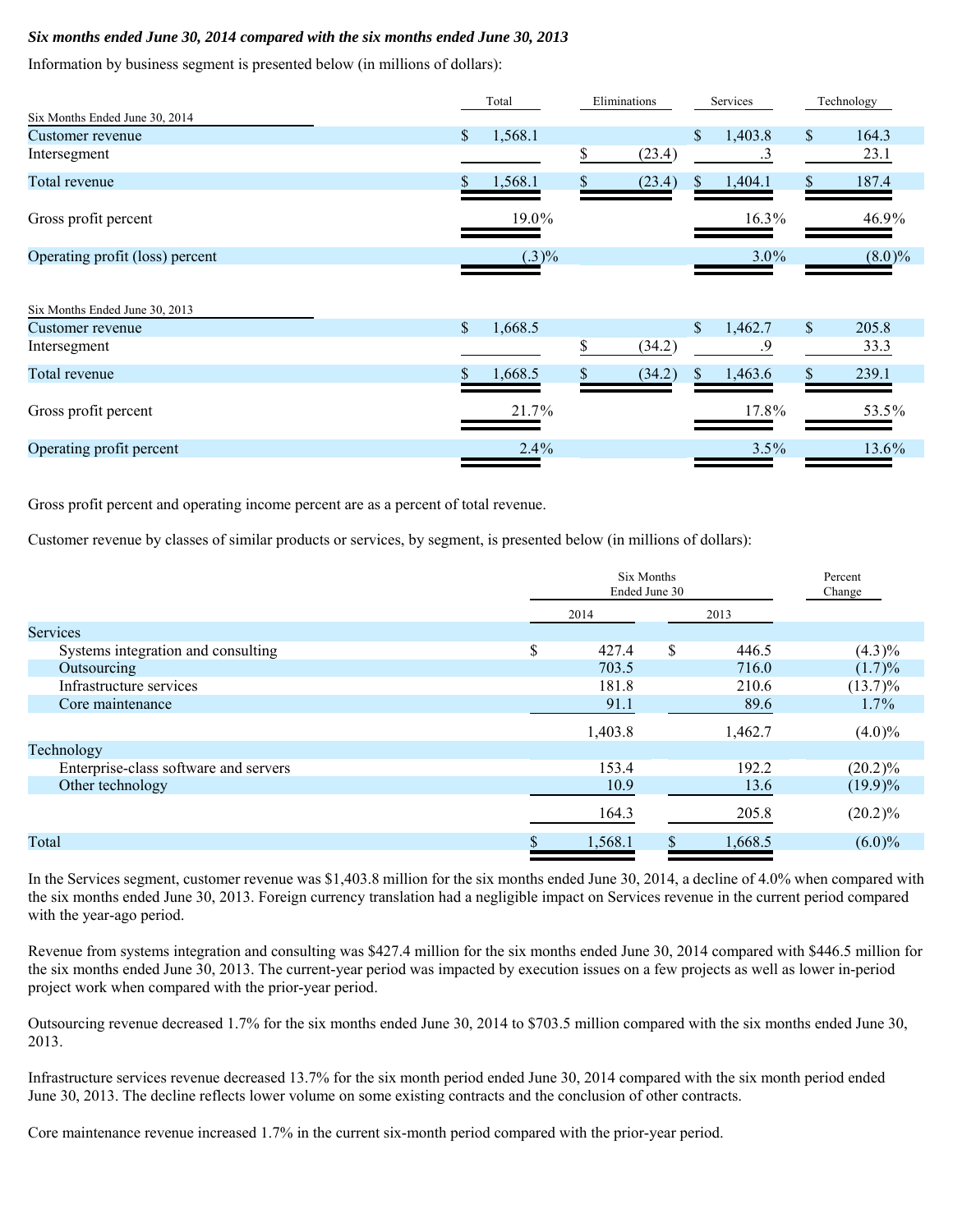***Six months ended June 30, 2014 compared with the six months ended June 30, 2013***

Information by business segment is presented below (in millions of dollars):

| | Total | Eliminations | Services | Technology |
|---|---|---|---|---|
| **Six Months Ended June 30, 2014** | | | | |
| Customer revenue | $ 1,568.1 | | $ 1,403.8 | $ 164.3 |
| Intersegment | | $ (23.4) | .3 | 23.1 |
| Total revenue | $ 1,568.1 | $ (23.4) | $ 1,404.1 | $ 187.4 |
| Gross profit percent | 19.0% | | 16.3% | 46.9% |
| Operating profit (loss) percent | (.3)% | | 3.0% | (8.0)% |
| **Six Months Ended June 30, 2013** | | | | |
| Customer revenue | $ 1,668.5 | | $ 1,462.7 | $ 205.8 |
| Intersegment | | $ (34.2) | .9 | 33.3 |
| Total revenue | $ 1,668.5 | $ (34.2) | $ 1,463.6 | $ 239.1 |
| Gross profit percent | 21.7% | | 17.8% | 53.5% |
| Operating profit percent | 2.4% | | 3.5% | 13.6% |

Gross profit percent and operating income percent are as a percent of total revenue.

Customer revenue by classes of similar products or services, by segment, is presented below (in millions of dollars):

| | Six Months Ended June 30 | | Percent Change |
|---|---|---|---|
| | 2014 | 2013 | |
| **Services** | | | |
| Systems integration and consulting | $ 427.4 | $ 446.5 | (4.3)% |
| Outsourcing | 703.5 | 716.0 | (1.7)% |
| Infrastructure services | 181.8 | 210.6 | (13.7)% |
| Core maintenance | 91.1 | 89.6 | 1.7% |
| | 1,403.8 | 1,462.7 | (4.0)% |
| **Technology** | | | |
| Enterprise-class software and servers | 153.4 | 192.2 | (20.2)% |
| Other technology | 10.9 | 13.6 | (19.9)% |
| | 164.3 | 205.8 | (20.2)% |
| Total | $ 1,568.1 | $ 1,668.5 | (6.0)% |

In the Services segment, customer revenue was $1,403.8 million for the six months ended June 30, 2014, a decline of 4.0% when compared with the six months ended June 30, 2013. Foreign currency translation had a negligible impact on Services revenue in the current period compared with the year-ago period.

Revenue from systems integration and consulting was $427.4 million for the six months ended June 30, 2014 compared with $446.5 million for the six months ended June 30, 2013. The current-year period was impacted by execution issues on a few projects as well as lower in-period project work when compared with the prior-year period.

Outsourcing revenue decreased 1.7% for the six months ended June 30, 2014 to $703.5 million compared with the six months ended June 30, 2013.

Infrastructure services revenue decreased 13.7% for the six month period ended June 30, 2014 compared with the six month period ended June 30, 2013. The decline reflects lower volume on some existing contracts and the conclusion of other contracts.

Core maintenance revenue increased 1.7% in the current six-month period compared with the prior-year period.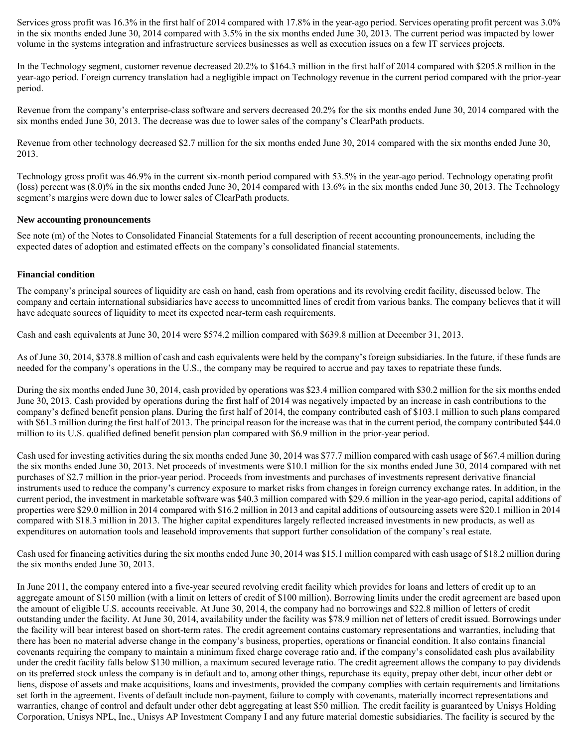Services gross profit was 16.3% in the first half of 2014 compared with 17.8% in the year-ago period. Services operating profit percent was 3.0% in the six months ended June 30, 2014 compared with 3.5% in the six months ended June 30, 2013. The current period was impacted by lower volume in the systems integration and infrastructure services businesses as well as execution issues on a few IT services projects.

In the Technology segment, customer revenue decreased 20.2% to $164.3 million in the first half of 2014 compared with $205.8 million in the year-ago period. Foreign currency translation had a negligible impact on Technology revenue in the current period compared with the prior-year period.

Revenue from the company's enterprise-class software and servers decreased 20.2% for the six months ended June 30, 2014 compared with the six months ended June 30, 2013. The decrease was due to lower sales of the company's ClearPath products.

Revenue from other technology decreased $2.7 million for the six months ended June 30, 2014 compared with the six months ended June 30, 2013.

Technology gross profit was 46.9% in the current six-month period compared with 53.5% in the year-ago period. Technology operating profit (loss) percent was (8.0)% in the six months ended June 30, 2014 compared with 13.6% in the six months ended June 30, 2013. The Technology segment's margins were down due to lower sales of ClearPath products.

**New accounting pronouncements**

See note (m) of the Notes to Consolidated Financial Statements for a full description of recent accounting pronouncements, including the expected dates of adoption and estimated effects on the company's consolidated financial statements.

**Financial condition**

The company's principal sources of liquidity are cash on hand, cash from operations and its revolving credit facility, discussed below. The company and certain international subsidiaries have access to uncommitted lines of credit from various banks. The company believes that it will have adequate sources of liquidity to meet its expected near-term cash requirements.

Cash and cash equivalents at June 30, 2014 were $574.2 million compared with $639.8 million at December 31, 2013.

As of June 30, 2014, $378.8 million of cash and cash equivalents were held by the company's foreign subsidiaries. In the future, if these funds are needed for the company's operations in the U.S., the company may be required to accrue and pay taxes to repatriate these funds.

During the six months ended June 30, 2014, cash provided by operations was $23.4 million compared with $30.2 million for the six months ended June 30, 2013. Cash provided by operations during the first half of 2014 was negatively impacted by an increase in cash contributions to the company's defined benefit pension plans. During the first half of 2014, the company contributed cash of $103.1 million to such plans compared with $61.3 million during the first half of 2013. The principal reason for the increase was that in the current period, the company contributed $44.0 million to its U.S. qualified defined benefit pension plan compared with $6.9 million in the prior-year period.

Cash used for investing activities during the six months ended June 30, 2014 was $77.7 million compared with cash usage of $67.4 million during the six months ended June 30, 2013. Net proceeds of investments were $10.1 million for the six months ended June 30, 2014 compared with net purchases of $2.7 million in the prior-year period. Proceeds from investments and purchases of investments represent derivative financial instruments used to reduce the company's currency exposure to market risks from changes in foreign currency exchange rates. In addition, in the current period, the investment in marketable software was $40.3 million compared with $29.6 million in the year-ago period, capital additions of properties were $29.0 million in 2014 compared with $16.2 million in 2013 and capital additions of outsourcing assets were $20.1 million in 2014 compared with $18.3 million in 2013. The higher capital expenditures largely reflected increased investments in new products, as well as expenditures on automation tools and leasehold improvements that support further consolidation of the company's real estate.

Cash used for financing activities during the six months ended June 30, 2014 was $15.1 million compared with cash usage of $18.2 million during the six months ended June 30, 2013.

In June 2011, the company entered into a five-year secured revolving credit facility which provides for loans and letters of credit up to an aggregate amount of $150 million (with a limit on letters of credit of $100 million). Borrowing limits under the credit agreement are based upon the amount of eligible U.S. accounts receivable. At June 30, 2014, the company had no borrowings and $22.8 million of letters of credit outstanding under the facility. At June 30, 2014, availability under the facility was $78.9 million net of letters of credit issued. Borrowings under the facility will bear interest based on short-term rates. The credit agreement contains customary representations and warranties, including that there has been no material adverse change in the company's business, properties, operations or financial condition. It also contains financial covenants requiring the company to maintain a minimum fixed charge coverage ratio and, if the company's consolidated cash plus availability under the credit facility falls below $130 million, a maximum secured leverage ratio. The credit agreement allows the company to pay dividends on its preferred stock unless the company is in default and to, among other things, repurchase its equity, prepay other debt, incur other debt or liens, dispose of assets and make acquisitions, loans and investments, provided the company complies with certain requirements and limitations set forth in the agreement. Events of default include non-payment, failure to comply with covenants, materially incorrect representations and warranties, change of control and default under other debt aggregating at least $50 million. The credit facility is guaranteed by Unisys Holding Corporation, Unisys NPL, Inc., Unisys AP Investment Company I and any future material domestic subsidiaries. The facility is secured by the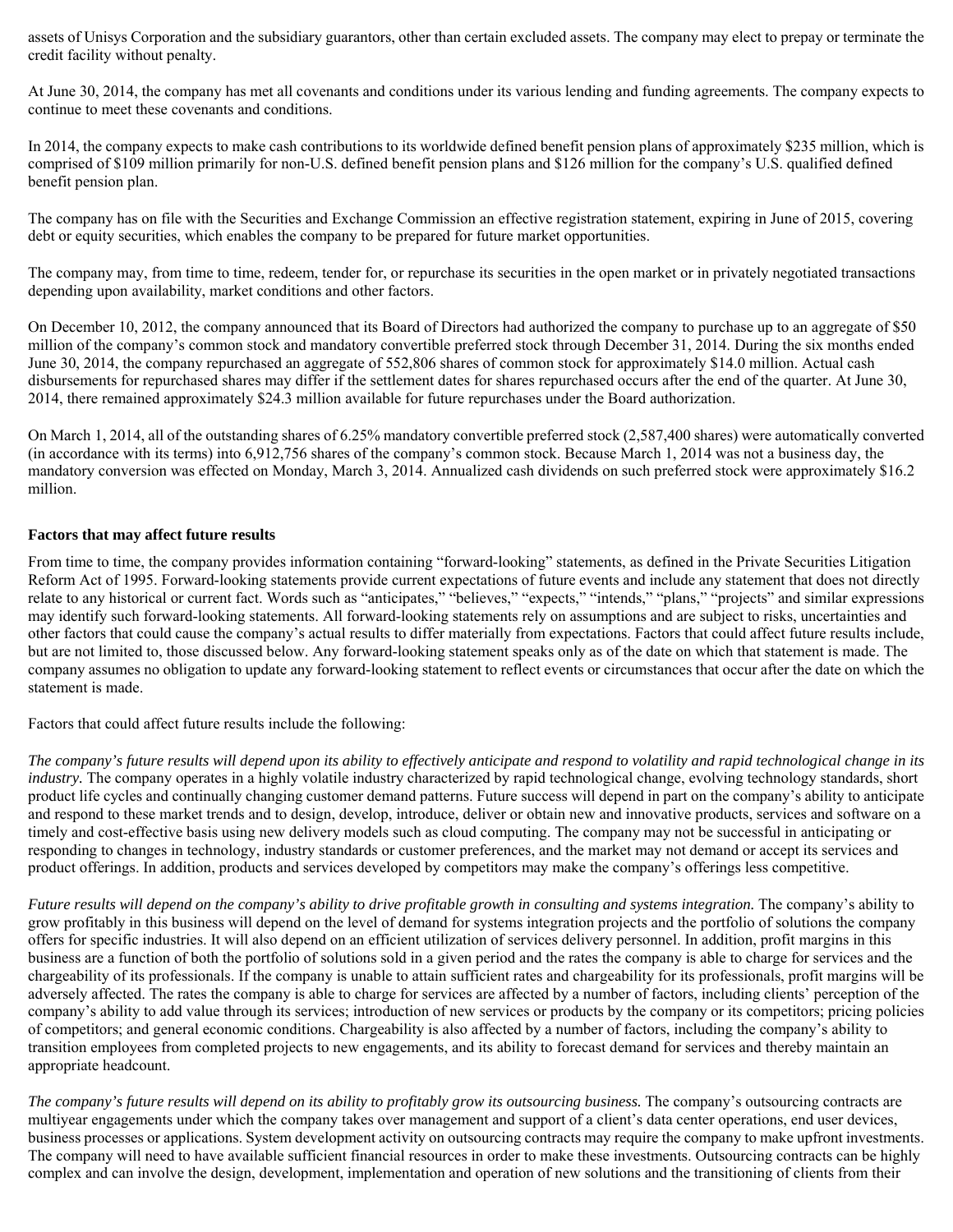assets of Unisys Corporation and the subsidiary guarantors, other than certain excluded assets. The company may elect to prepay or terminate the credit facility without penalty.

At June 30, 2014, the company has met all covenants and conditions under its various lending and funding agreements. The company expects to continue to meet these covenants and conditions.

In 2014, the company expects to make cash contributions to its worldwide defined benefit pension plans of approximately $235 million, which is comprised of $109 million primarily for non-U.S. defined benefit pension plans and $126 million for the company's U.S. qualified defined benefit pension plan.

The company has on file with the Securities and Exchange Commission an effective registration statement, expiring in June of 2015, covering debt or equity securities, which enables the company to be prepared for future market opportunities.

The company may, from time to time, redeem, tender for, or repurchase its securities in the open market or in privately negotiated transactions depending upon availability, market conditions and other factors.

On December 10, 2012, the company announced that its Board of Directors had authorized the company to purchase up to an aggregate of $50 million of the company's common stock and mandatory convertible preferred stock through December 31, 2014. During the six months ended June 30, 2014, the company repurchased an aggregate of 552,806 shares of common stock for approximately $14.0 million. Actual cash disbursements for repurchased shares may differ if the settlement dates for shares repurchased occurs after the end of the quarter. At June 30, 2014, there remained approximately $24.3 million available for future repurchases under the Board authorization.

On March 1, 2014, all of the outstanding shares of 6.25% mandatory convertible preferred stock (2,587,400 shares) were automatically converted (in accordance with its terms) into 6,912,756 shares of the company's common stock. Because March 1, 2014 was not a business day, the mandatory conversion was effected on Monday, March 3, 2014. Annualized cash dividends on such preferred stock were approximately $16.2 million.

**Factors that may affect future results**

From time to time, the company provides information containing "forward-looking" statements, as defined in the Private Securities Litigation Reform Act of 1995. Forward-looking statements provide current expectations of future events and include any statement that does not directly relate to any historical or current fact. Words such as "anticipates," "believes," "expects," "intends," "plans," "projects" and similar expressions may identify such forward-looking statements. All forward-looking statements rely on assumptions and are subject to risks, uncertainties and other factors that could cause the company's actual results to differ materially from expectations. Factors that could affect future results include, but are not limited to, those discussed below. Any forward-looking statement speaks only as of the date on which that statement is made. The company assumes no obligation to update any forward-looking statement to reflect events or circumstances that occur after the date on which the statement is made.

Factors that could affect future results include the following:

*The company's future results will depend upon its ability to effectively anticipate and respond to volatility and rapid technological change in its industry.* The company operates in a highly volatile industry characterized by rapid technological change, evolving technology standards, short product life cycles and continually changing customer demand patterns. Future success will depend in part on the company's ability to anticipate and respond to these market trends and to design, develop, introduce, deliver or obtain new and innovative products, services and software on a timely and cost-effective basis using new delivery models such as cloud computing. The company may not be successful in anticipating or responding to changes in technology, industry standards or customer preferences, and the market may not demand or accept its services and product offerings. In addition, products and services developed by competitors may make the company's offerings less competitive.

*Future results will depend on the company's ability to drive profitable growth in consulting and systems integration.* The company's ability to grow profitably in this business will depend on the level of demand for systems integration projects and the portfolio of solutions the company offers for specific industries. It will also depend on an efficient utilization of services delivery personnel. In addition, profit margins in this business are a function of both the portfolio of solutions sold in a given period and the rates the company is able to charge for services and the chargeability of its professionals. If the company is unable to attain sufficient rates and chargeability for its professionals, profit margins will be adversely affected. The rates the company is able to charge for services are affected by a number of factors, including clients' perception of the company's ability to add value through its services; introduction of new services or products by the company or its competitors; pricing policies of competitors; and general economic conditions. Chargeability is also affected by a number of factors, including the company's ability to transition employees from completed projects to new engagements, and its ability to forecast demand for services and thereby maintain an appropriate headcount.

*The company's future results will depend on its ability to profitably grow its outsourcing business.* The company's outsourcing contracts are multiyear engagements under which the company takes over management and support of a client's data center operations, end user devices, business processes or applications. System development activity on outsourcing contracts may require the company to make upfront investments. The company will need to have available sufficient financial resources in order to make these investments. Outsourcing contracts can be highly complex and can involve the design, development, implementation and operation of new solutions and the transitioning of clients from their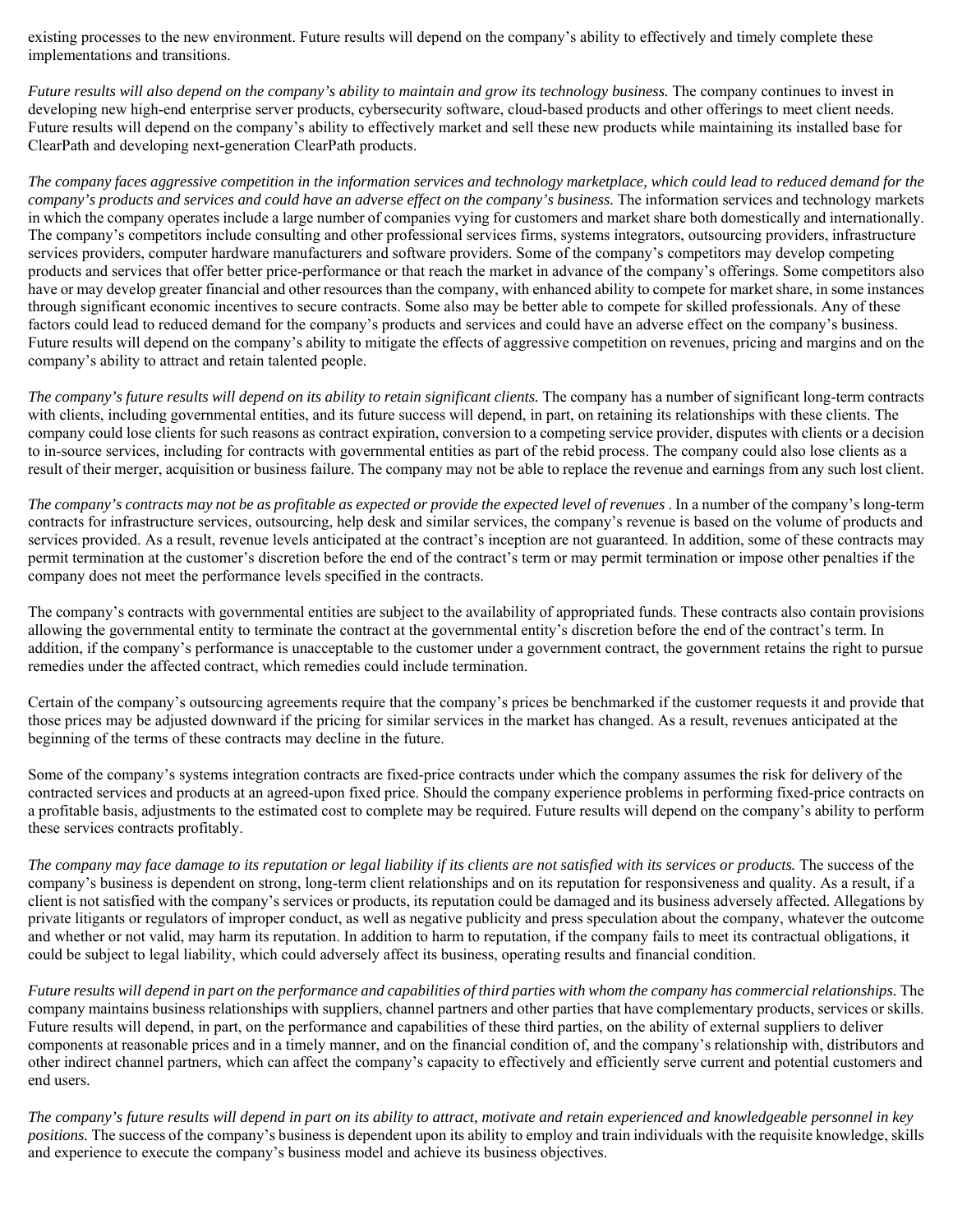existing processes to the new environment. Future results will depend on the company's ability to effectively and timely complete these implementations and transitions.

*Future results will also depend on the company's ability to maintain and grow its technology business.* The company continues to invest in developing new high-end enterprise server products, cybersecurity software, cloud-based products and other offerings to meet client needs. Future results will depend on the company's ability to effectively market and sell these new products while maintaining its installed base for ClearPath and developing next-generation ClearPath products.

*The company faces aggressive competition in the information services and technology marketplace, which could lead to reduced demand for the company's products and services and could have an adverse effect on the company's business.* The information services and technology markets in which the company operates include a large number of companies vying for customers and market share both domestically and internationally. The company's competitors include consulting and other professional services firms, systems integrators, outsourcing providers, infrastructure services providers, computer hardware manufacturers and software providers. Some of the company's competitors may develop competing products and services that offer better price-performance or that reach the market in advance of the company's offerings. Some competitors also have or may develop greater financial and other resources than the company, with enhanced ability to compete for market share, in some instances through significant economic incentives to secure contracts. Some also may be better able to compete for skilled professionals. Any of these factors could lead to reduced demand for the company's products and services and could have an adverse effect on the company's business. Future results will depend on the company's ability to mitigate the effects of aggressive competition on revenues, pricing and margins and on the company's ability to attract and retain talented people.

*The company's future results will depend on its ability to retain significant clients.* The company has a number of significant long-term contracts with clients, including governmental entities, and its future success will depend, in part, on retaining its relationships with these clients. The company could lose clients for such reasons as contract expiration, conversion to a competing service provider, disputes with clients or a decision to in-source services, including for contracts with governmental entities as part of the rebid process. The company could also lose clients as a result of their merger, acquisition or business failure. The company may not be able to replace the revenue and earnings from any such lost client.

*The company's contracts may not be as profitable as expected or provide the expected level of revenues .* In a number of the company's long-term contracts for infrastructure services, outsourcing, help desk and similar services, the company's revenue is based on the volume of products and services provided. As a result, revenue levels anticipated at the contract's inception are not guaranteed. In addition, some of these contracts may permit termination at the customer's discretion before the end of the contract's term or may permit termination or impose other penalties if the company does not meet the performance levels specified in the contracts.

The company's contracts with governmental entities are subject to the availability of appropriated funds. These contracts also contain provisions allowing the governmental entity to terminate the contract at the governmental entity's discretion before the end of the contract's term. In addition, if the company's performance is unacceptable to the customer under a government contract, the government retains the right to pursue remedies under the affected contract, which remedies could include termination.

Certain of the company's outsourcing agreements require that the company's prices be benchmarked if the customer requests it and provide that those prices may be adjusted downward if the pricing for similar services in the market has changed. As a result, revenues anticipated at the beginning of the terms of these contracts may decline in the future.

Some of the company's systems integration contracts are fixed-price contracts under which the company assumes the risk for delivery of the contracted services and products at an agreed-upon fixed price. Should the company experience problems in performing fixed-price contracts on a profitable basis, adjustments to the estimated cost to complete may be required. Future results will depend on the company's ability to perform these services contracts profitably.

*The company may face damage to its reputation or legal liability if its clients are not satisfied with its services or products.* The success of the company's business is dependent on strong, long-term client relationships and on its reputation for responsiveness and quality. As a result, if a client is not satisfied with the company's services or products, its reputation could be damaged and its business adversely affected. Allegations by private litigants or regulators of improper conduct, as well as negative publicity and press speculation about the company, whatever the outcome and whether or not valid, may harm its reputation. In addition to harm to reputation, if the company fails to meet its contractual obligations, it could be subject to legal liability, which could adversely affect its business, operating results and financial condition.

*Future results will depend in part on the performance and capabilities of third parties with whom the company has commercial relationships.* The company maintains business relationships with suppliers, channel partners and other parties that have complementary products, services or skills. Future results will depend, in part, on the performance and capabilities of these third parties, on the ability of external suppliers to deliver components at reasonable prices and in a timely manner, and on the financial condition of, and the company's relationship with, distributors and other indirect channel partners, which can affect the company's capacity to effectively and efficiently serve current and potential customers and end users.

*The company's future results will depend in part on its ability to attract, motivate and retain experienced and knowledgeable personnel in key positions.* The success of the company's business is dependent upon its ability to employ and train individuals with the requisite knowledge, skills and experience to execute the company's business model and achieve its business objectives.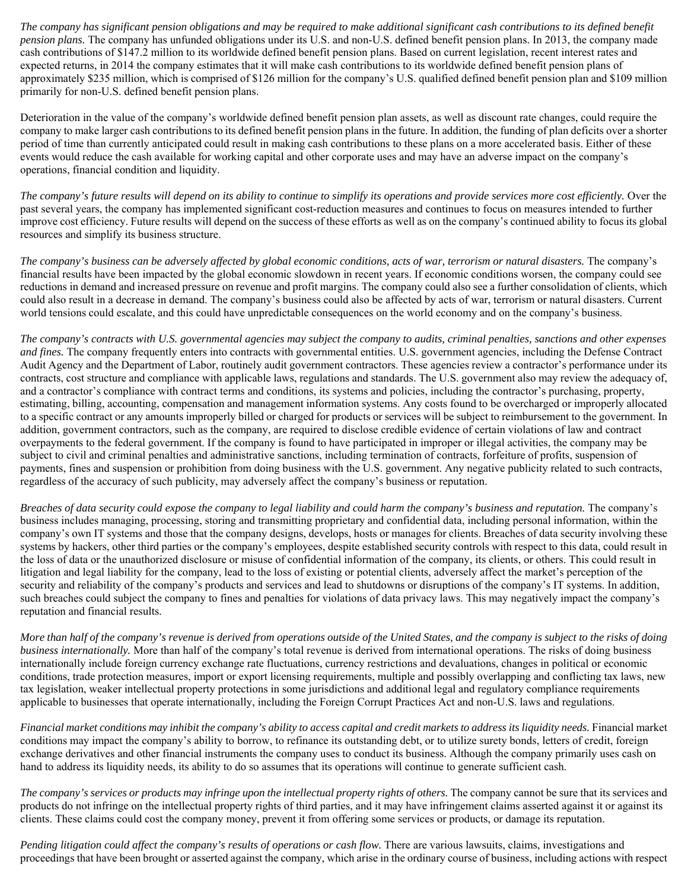*The company has significant pension obligations and may be required to make additional significant cash contributions to its defined benefit pension plans.* The company has unfunded obligations under its U.S. and non-U.S. defined benefit pension plans. In 2013, the company made cash contributions of $147.2 million to its worldwide defined benefit pension plans. Based on current legislation, recent interest rates and expected returns, in 2014 the company estimates that it will make cash contributions to its worldwide defined benefit pension plans of approximately $235 million, which is comprised of $126 million for the company's U.S. qualified defined benefit pension plan and $109 million primarily for non-U.S. defined benefit pension plans.

Deterioration in the value of the company's worldwide defined benefit pension plan assets, as well as discount rate changes, could require the company to make larger cash contributions to its defined benefit pension plans in the future. In addition, the funding of plan deficits over a shorter period of time than currently anticipated could result in making cash contributions to these plans on a more accelerated basis. Either of these events would reduce the cash available for working capital and other corporate uses and may have an adverse impact on the company's operations, financial condition and liquidity.

*The company's future results will depend on its ability to continue to simplify its operations and provide services more cost efficiently.* Over the past several years, the company has implemented significant cost-reduction measures and continues to focus on measures intended to further improve cost efficiency. Future results will depend on the success of these efforts as well as on the company's continued ability to focus its global resources and simplify its business structure.

*The company's business can be adversely affected by global economic conditions, acts of war, terrorism or natural disasters.* The company's financial results have been impacted by the global economic slowdown in recent years. If economic conditions worsen, the company could see reductions in demand and increased pressure on revenue and profit margins. The company could also see a further consolidation of clients, which could also result in a decrease in demand. The company's business could also be affected by acts of war, terrorism or natural disasters. Current world tensions could escalate, and this could have unpredictable consequences on the world economy and on the company's business.

*The company's contracts with U.S. governmental agencies may subject the company to audits, criminal penalties, sanctions and other expenses and fines.* The company frequently enters into contracts with governmental entities. U.S. government agencies, including the Defense Contract Audit Agency and the Department of Labor, routinely audit government contractors. These agencies review a contractor's performance under its contracts, cost structure and compliance with applicable laws, regulations and standards. The U.S. government also may review the adequacy of, and a contractor's compliance with contract terms and conditions, its systems and policies, including the contractor's purchasing, property, estimating, billing, accounting, compensation and management information systems. Any costs found to be overcharged or improperly allocated to a specific contract or any amounts improperly billed or charged for products or services will be subject to reimbursement to the government. In addition, government contractors, such as the company, are required to disclose credible evidence of certain violations of law and contract overpayments to the federal government. If the company is found to have participated in improper or illegal activities, the company may be subject to civil and criminal penalties and administrative sanctions, including termination of contracts, forfeiture of profits, suspension of payments, fines and suspension or prohibition from doing business with the U.S. government. Any negative publicity related to such contracts, regardless of the accuracy of such publicity, may adversely affect the company's business or reputation.

*Breaches of data security could expose the company to legal liability and could harm the company's business and reputation.* The company's business includes managing, processing, storing and transmitting proprietary and confidential data, including personal information, within the company's own IT systems and those that the company designs, develops, hosts or manages for clients. Breaches of data security involving these systems by hackers, other third parties or the company's employees, despite established security controls with respect to this data, could result in the loss of data or the unauthorized disclosure or misuse of confidential information of the company, its clients, or others. This could result in litigation and legal liability for the company, lead to the loss of existing or potential clients, adversely affect the market's perception of the security and reliability of the company's products and services and lead to shutdowns or disruptions of the company's IT systems. In addition, such breaches could subject the company to fines and penalties for violations of data privacy laws. This may negatively impact the company's reputation and financial results.

*More than half of the company's revenue is derived from operations outside of the United States, and the company is subject to the risks of doing business internationally.* More than half of the company's total revenue is derived from international operations. The risks of doing business internationally include foreign currency exchange rate fluctuations, currency restrictions and devaluations, changes in political or economic conditions, trade protection measures, import or export licensing requirements, multiple and possibly overlapping and conflicting tax laws, new tax legislation, weaker intellectual property protections in some jurisdictions and additional legal and regulatory compliance requirements applicable to businesses that operate internationally, including the Foreign Corrupt Practices Act and non-U.S. laws and regulations.

*Financial market conditions may inhibit the company's ability to access capital and credit markets to address its liquidity needs.* Financial market conditions may impact the company's ability to borrow, to refinance its outstanding debt, or to utilize surety bonds, letters of credit, foreign exchange derivatives and other financial instruments the company uses to conduct its business. Although the company primarily uses cash on hand to address its liquidity needs, its ability to do so assumes that its operations will continue to generate sufficient cash.

*The company's services or products may infringe upon the intellectual property rights of others.* The company cannot be sure that its services and products do not infringe on the intellectual property rights of third parties, and it may have infringement claims asserted against it or against its clients. These claims could cost the company money, prevent it from offering some services or products, or damage its reputation.

*Pending litigation could affect the company's results of operations or cash flow.* There are various lawsuits, claims, investigations and proceedings that have been brought or asserted against the company, which arise in the ordinary course of business, including actions with respect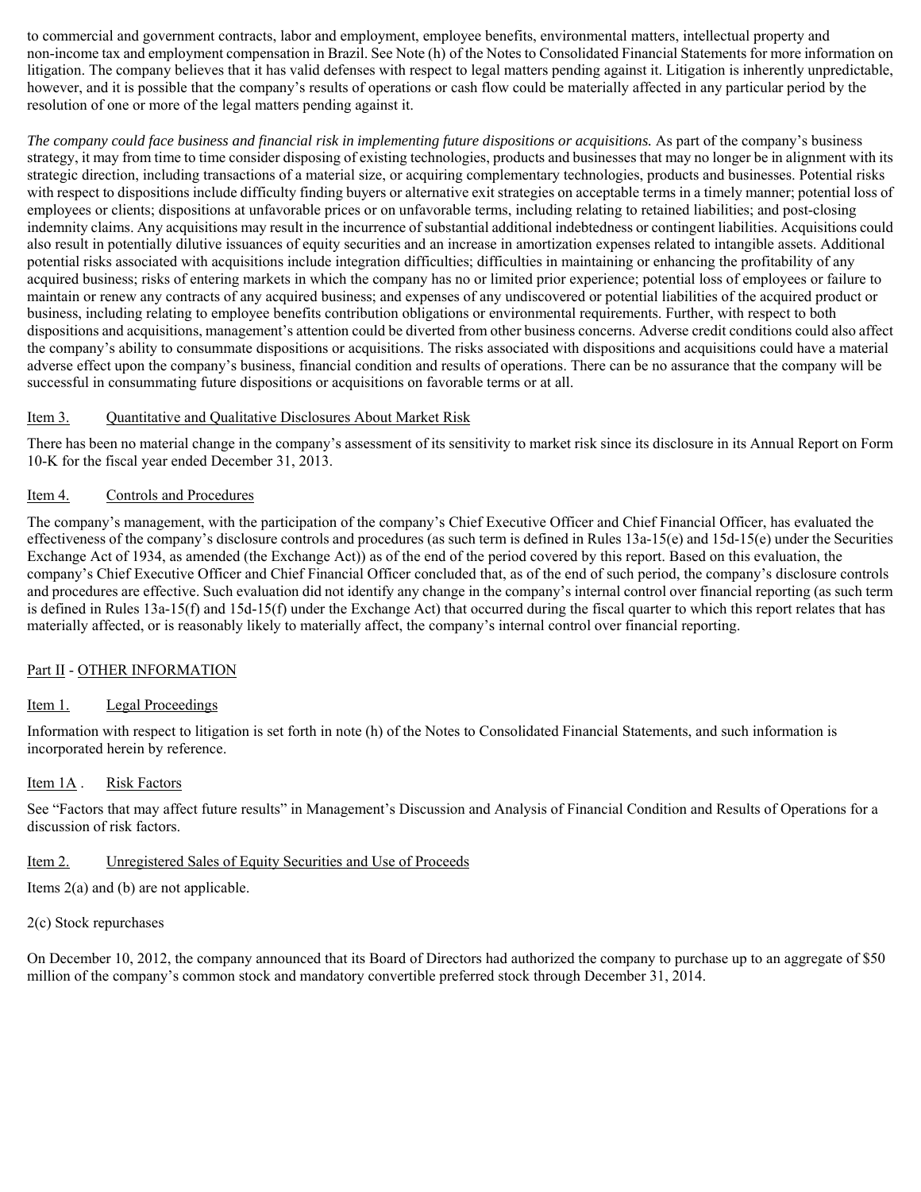to commercial and government contracts, labor and employment, employee benefits, environmental matters, intellectual property and non-income tax and employment compensation in Brazil. See Note (h) of the Notes to Consolidated Financial Statements for more information on litigation. The company believes that it has valid defenses with respect to legal matters pending against it. Litigation is inherently unpredictable, however, and it is possible that the company's results of operations or cash flow could be materially affected in any particular period by the resolution of one or more of the legal matters pending against it.

*The company could face business and financial risk in implementing future dispositions or acquisitions.* As part of the company's business strategy, it may from time to time consider disposing of existing technologies, products and businesses that may no longer be in alignment with its strategic direction, including transactions of a material size, or acquiring complementary technologies, products and businesses. Potential risks with respect to dispositions include difficulty finding buyers or alternative exit strategies on acceptable terms in a timely manner; potential loss of employees or clients; dispositions at unfavorable prices or on unfavorable terms, including relating to retained liabilities; and post-closing indemnity claims. Any acquisitions may result in the incurrence of substantial additional indebtedness or contingent liabilities. Acquisitions could also result in potentially dilutive issuances of equity securities and an increase in amortization expenses related to intangible assets. Additional potential risks associated with acquisitions include integration difficulties; difficulties in maintaining or enhancing the profitability of any acquired business; risks of entering markets in which the company has no or limited prior experience; potential loss of employees or failure to maintain or renew any contracts of any acquired business; and expenses of any undiscovered or potential liabilities of the acquired product or business, including relating to employee benefits contribution obligations or environmental requirements. Further, with respect to both dispositions and acquisitions, management's attention could be diverted from other business concerns. Adverse credit conditions could also affect the company's ability to consummate dispositions or acquisitions. The risks associated with dispositions and acquisitions could have a material adverse effect upon the company's business, financial condition and results of operations. There can be no assurance that the company will be successful in consummating future dispositions or acquisitions on favorable terms or at all.

## Item 3. Quantitative and Qualitative Disclosures About Market Risk

There has been no material change in the company's assessment of its sensitivity to market risk since its disclosure in its Annual Report on Form 10-K for the fiscal year ended December 31, 2013.

## Item 4. Controls and Procedures

The company's management, with the participation of the company's Chief Executive Officer and Chief Financial Officer, has evaluated the effectiveness of the company's disclosure controls and procedures (as such term is defined in Rules 13a-15(e) and 15d-15(e) under the Securities Exchange Act of 1934, as amended (the Exchange Act)) as of the end of the period covered by this report. Based on this evaluation, the company's Chief Executive Officer and Chief Financial Officer concluded that, as of the end of such period, the company's disclosure controls and procedures are effective. Such evaluation did not identify any change in the company's internal control over financial reporting (as such term is defined in Rules 13a-15(f) and 15d-15(f) under the Exchange Act) that occurred during the fiscal quarter to which this report relates that has materially affected, or is reasonably likely to materially affect, the company's internal control over financial reporting.

# Part II - OTHER INFORMATION

## Item 1. Legal Proceedings

Information with respect to litigation is set forth in note (h) of the Notes to Consolidated Financial Statements, and such information is incorporated herein by reference.

## Item 1A . Risk Factors

See "Factors that may affect future results" in Management's Discussion and Analysis of Financial Condition and Results of Operations for a discussion of risk factors.

## Item 2. Unregistered Sales of Equity Securities and Use of Proceeds

Items 2(a) and (b) are not applicable.

2(c) Stock repurchases

On December 10, 2012, the company announced that its Board of Directors had authorized the company to purchase up to an aggregate of $50 million of the company's common stock and mandatory convertible preferred stock through December 31, 2014.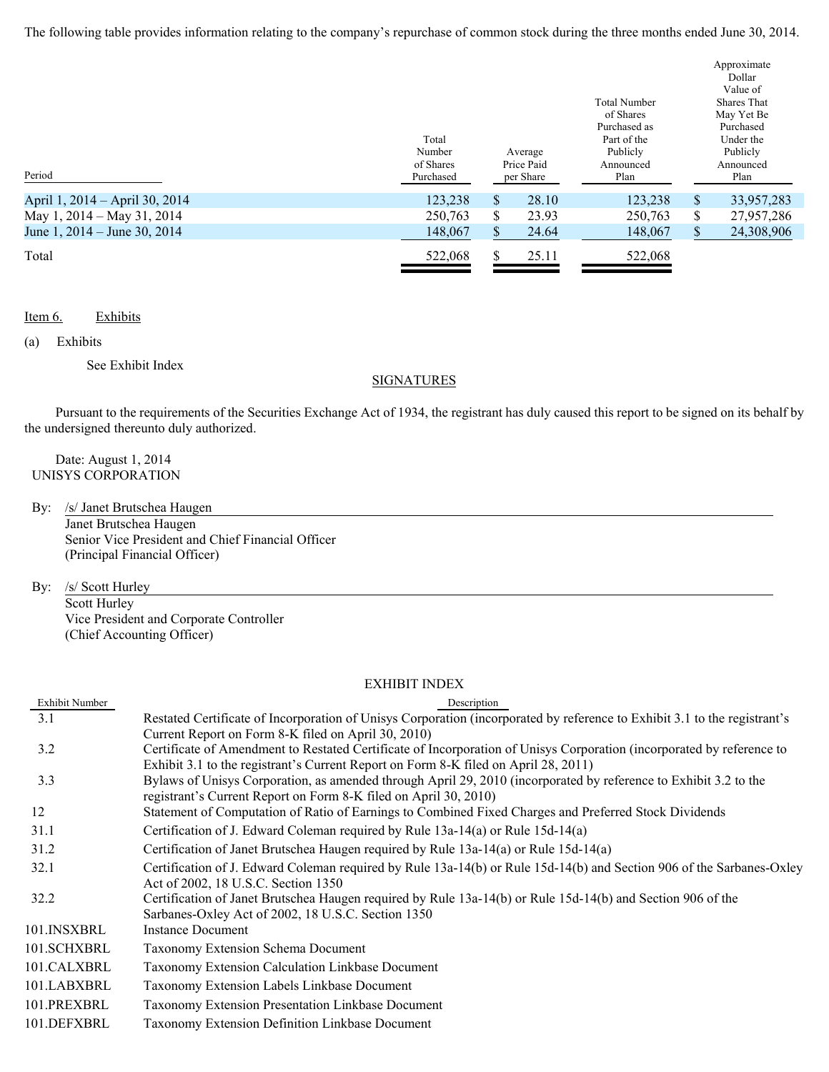The following table provides information relating to the company's repurchase of common stock during the three months ended June 30, 2014.

| Period | Total Number of Shares Purchased | Average Price Paid per Share | Total Number of Shares Purchased as Part of the Publicly Announced Plan | Approximate Dollar Value of Shares That May Yet Be Purchased Under the Publicly Announced Plan |
|---|---|---|---|---|
| April 1, 2014 – April 30, 2014 | 123,238 | $ 28.10 | 123,238 | $ 33,957,283 |
| May 1, 2014 – May 31, 2014 | 250,763 | $ 23.93 | 250,763 | $ 27,957,286 |
| June 1, 2014 – June 30, 2014 | 148,067 | $ 24.64 | 148,067 | $ 24,308,906 |
| Total | 522,068 | $ 25.11 | 522,068 | |

Item 6. Exhibits

(a) Exhibits

See Exhibit Index

SIGNATURES

Pursuant to the requirements of the Securities Exchange Act of 1934, the registrant has duly caused this report to be signed on its behalf by the undersigned thereunto duly authorized.

Date: August 1, 2014
UNISYS CORPORATION

By: /s/ Janet Brutschea Haugen
Janet Brutschea Haugen
Senior Vice President and Chief Financial Officer
(Principal Financial Officer)

By: /s/ Scott Hurley
Scott Hurley
Vice President and Corporate Controller
(Chief Accounting Officer)

EXHIBIT INDEX

| Exhibit Number | Description |
|---|---|
| 3.1 | Restated Certificate of Incorporation of Unisys Corporation (incorporated by reference to Exhibit 3.1 to the registrant's Current Report on Form 8-K filed on April 30, 2010) |
| 3.2 | Certificate of Amendment to Restated Certificate of Incorporation of Unisys Corporation (incorporated by reference to Exhibit 3.1 to the registrant's Current Report on Form 8-K filed on April 28, 2011) |
| 3.3 | Bylaws of Unisys Corporation, as amended through April 29, 2010 (incorporated by reference to Exhibit 3.2 to the registrant's Current Report on Form 8-K filed on April 30, 2010) |
| 12 | Statement of Computation of Ratio of Earnings to Combined Fixed Charges and Preferred Stock Dividends |
| 31.1 | Certification of J. Edward Coleman required by Rule 13a-14(a) or Rule 15d-14(a) |
| 31.2 | Certification of Janet Brutschea Haugen required by Rule 13a-14(a) or Rule 15d-14(a) |
| 32.1 | Certification of J. Edward Coleman required by Rule 13a-14(b) or Rule 15d-14(b) and Section 906 of the Sarbanes-Oxley Act of 2002, 18 U.S.C. Section 1350 |
| 32.2 | Certification of Janet Brutschea Haugen required by Rule 13a-14(b) or Rule 15d-14(b) and Section 906 of the Sarbanes-Oxley Act of 2002, 18 U.S.C. Section 1350 |
| 101.INSXBRL | Instance Document |
| 101.SCHXBRL | Taxonomy Extension Schema Document |
| 101.CALXBRL | Taxonomy Extension Calculation Linkbase Document |
| 101.LABXBRL | Taxonomy Extension Labels Linkbase Document |
| 101.PREXBRL | Taxonomy Extension Presentation Linkbase Document |
| 101.DEFXBRL | Taxonomy Extension Definition Linkbase Document |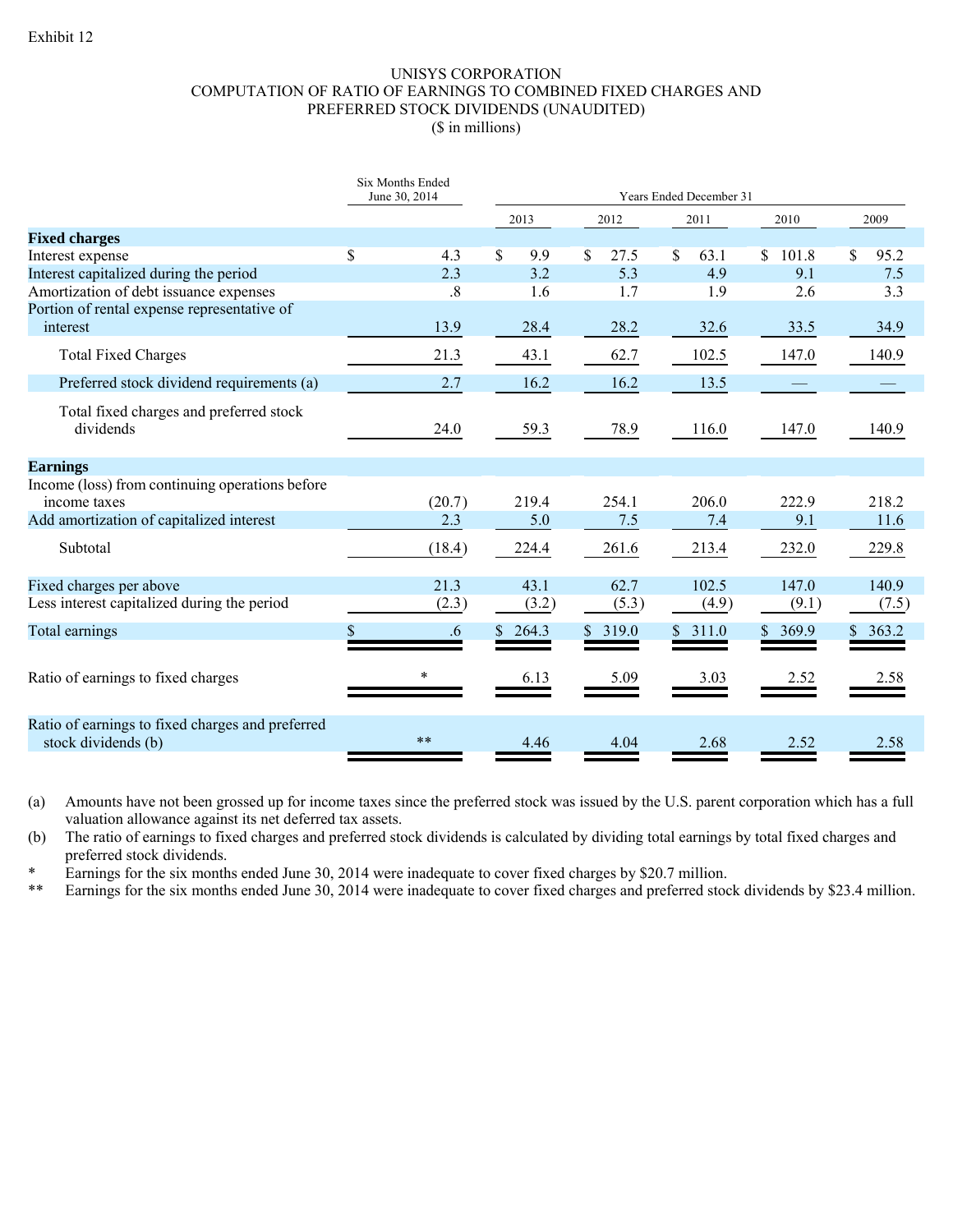Exhibit 12

# UNISYS CORPORATION
## COMPUTATION OF RATIO OF EARNINGS TO COMBINED FIXED CHARGES AND PREFERRED STOCK DIVIDENDS (UNAUDITED)
### ($ in millions)

| | Six Months Ended June 30, 2014 | Years Ended December 31 | | | | |
|---|---|---|---|---|---|---|
| | | 2013 | 2012 | 2011 | 2010 | 2009 |
| **Fixed charges** | | | | | | |
| Interest expense | $ 4.3 | $ 9.9 | $ 27.5 | $ 63.1 | $ 101.8 | $ 95.2 |
| Interest capitalized during the period | 2.3 | 3.2 | 5.3 | 4.9 | 9.1 | 7.5 |
| Amortization of debt issuance expenses | .8 | 1.6 | 1.7 | 1.9 | 2.6 | 3.3 |
| Portion of rental expense representative of interest | 13.9 | 28.4 | 28.2 | 32.6 | 33.5 | 34.9 |
| Total Fixed Charges | 21.3 | 43.1 | 62.7 | 102.5 | 147.0 | 140.9 |
| Preferred stock dividend requirements (a) | 2.7 | 16.2 | 16.2 | 13.5 | — | — |
| Total fixed charges and preferred stock dividends | 24.0 | 59.3 | 78.9 | 116.0 | 147.0 | 140.9 |
| **Earnings** | | | | | | |
| Income (loss) from continuing operations before income taxes | (20.7) | 219.4 | 254.1 | 206.0 | 222.9 | 218.2 |
| Add amortization of capitalized interest | 2.3 | 5.0 | 7.5 | 7.4 | 9.1 | 11.6 |
| Subtotal | (18.4) | 224.4 | 261.6 | 213.4 | 232.0 | 229.8 |
| Fixed charges per above | 21.3 | 43.1 | 62.7 | 102.5 | 147.0 | 140.9 |
| Less interest capitalized during the period | (2.3) | (3.2) | (5.3) | (4.9) | (9.1) | (7.5) |
| Total earnings | $ .6 | $ 264.3 | $ 319.0 | $ 311.0 | $ 369.9 | $ 363.2 |
| Ratio of earnings to fixed charges | * | 6.13 | 5.09 | 3.03 | 2.52 | 2.58 |
| Ratio of earnings to fixed charges and preferred stock dividends (b) | ** | 4.46 | 4.04 | 2.68 | 2.52 | 2.58 |

(a) Amounts have not been grossed up for income taxes since the preferred stock was issued by the U.S. parent corporation which has a full valuation allowance against its net deferred tax assets.

(b) The ratio of earnings to fixed charges and preferred stock dividends is calculated by dividing total earnings by total fixed charges and preferred stock dividends.

\* Earnings for the six months ended June 30, 2014 were inadequate to cover fixed charges by $20.7 million.

\*\* Earnings for the six months ended June 30, 2014 were inadequate to cover fixed charges and preferred stock dividends by $23.4 million.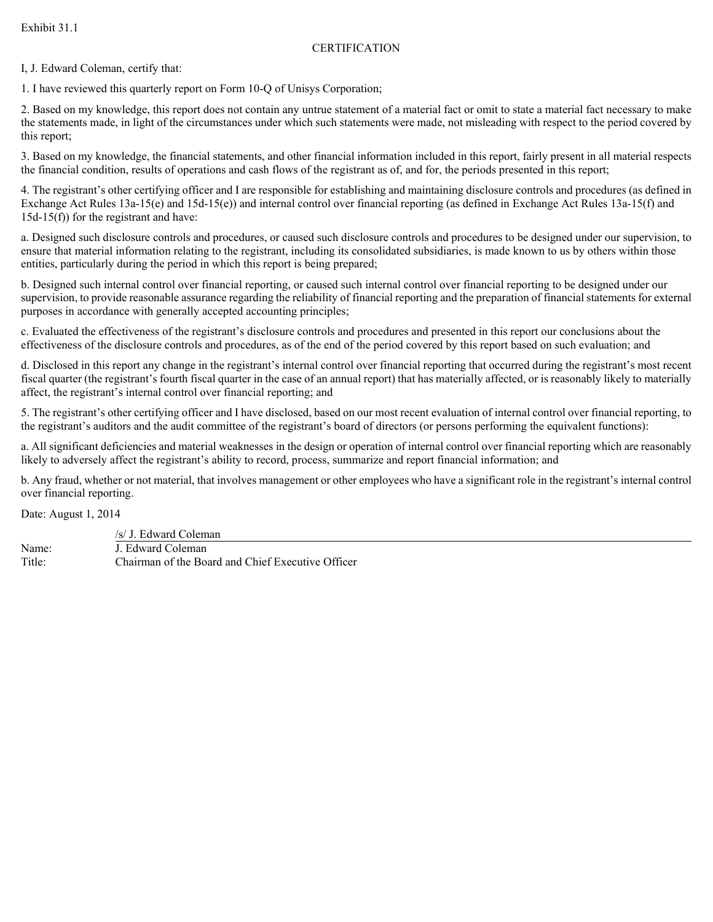Exhibit 31.1

CERTIFICATION

I, J. Edward Coleman, certify that:

1. I have reviewed this quarterly report on Form 10-Q of Unisys Corporation;

2. Based on my knowledge, this report does not contain any untrue statement of a material fact or omit to state a material fact necessary to make the statements made, in light of the circumstances under which such statements were made, not misleading with respect to the period covered by this report;

3. Based on my knowledge, the financial statements, and other financial information included in this report, fairly present in all material respects the financial condition, results of operations and cash flows of the registrant as of, and for, the periods presented in this report;

4. The registrant's other certifying officer and I are responsible for establishing and maintaining disclosure controls and procedures (as defined in Exchange Act Rules 13a-15(e) and 15d-15(e)) and internal control over financial reporting (as defined in Exchange Act Rules 13a-15(f) and 15d-15(f)) for the registrant and have:

a. Designed such disclosure controls and procedures, or caused such disclosure controls and procedures to be designed under our supervision, to ensure that material information relating to the registrant, including its consolidated subsidiaries, is made known to us by others within those entities, particularly during the period in which this report is being prepared;

b. Designed such internal control over financial reporting, or caused such internal control over financial reporting to be designed under our supervision, to provide reasonable assurance regarding the reliability of financial reporting and the preparation of financial statements for external purposes in accordance with generally accepted accounting principles;

c. Evaluated the effectiveness of the registrant's disclosure controls and procedures and presented in this report our conclusions about the effectiveness of the disclosure controls and procedures, as of the end of the period covered by this report based on such evaluation; and

d. Disclosed in this report any change in the registrant's internal control over financial reporting that occurred during the registrant's most recent fiscal quarter (the registrant's fourth fiscal quarter in the case of an annual report) that has materially affected, or is reasonably likely to materially affect, the registrant's internal control over financial reporting; and

5. The registrant's other certifying officer and I have disclosed, based on our most recent evaluation of internal control over financial reporting, to the registrant's auditors and the audit committee of the registrant's board of directors (or persons performing the equivalent functions):

a. All significant deficiencies and material weaknesses in the design or operation of internal control over financial reporting which are reasonably likely to adversely affect the registrant's ability to record, process, summarize and report financial information; and

b. Any fraud, whether or not material, that involves management or other employees who have a significant role in the registrant's internal control over financial reporting.

Date: August 1, 2014

| | |
|---|---|
| | /s/ J. Edward Coleman |
| Name: | J. Edward Coleman |
| Title: | Chairman of the Board and Chief Executive Officer |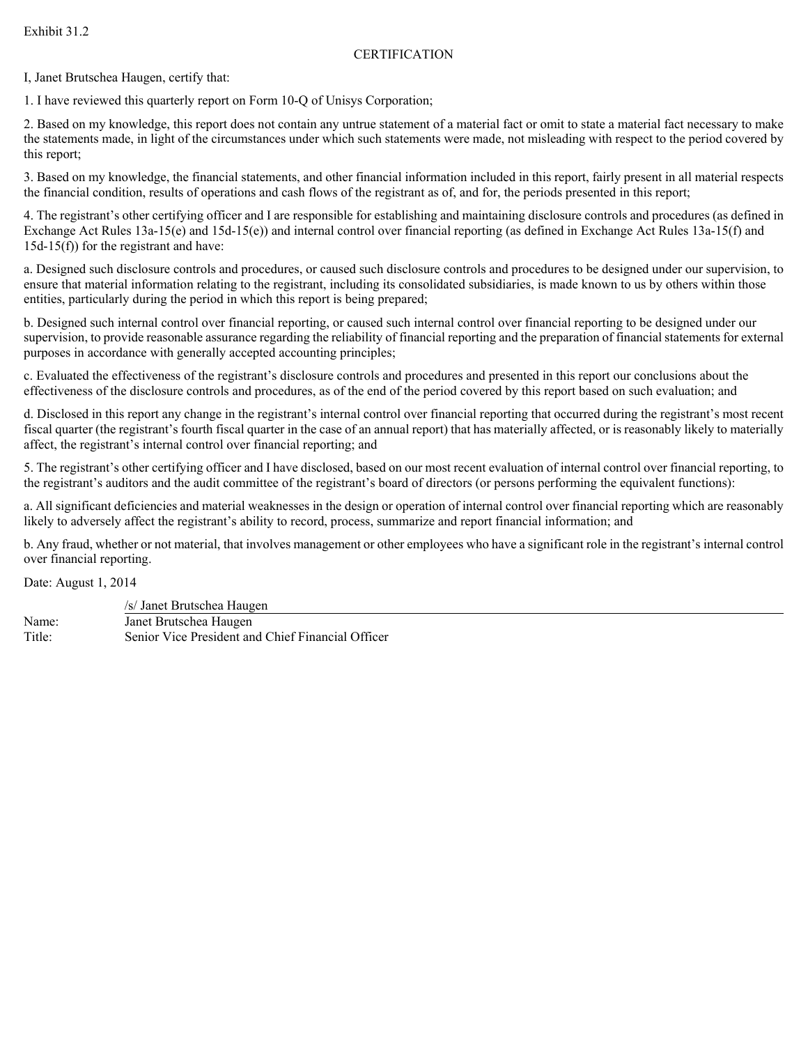Exhibit 31.2

# CERTIFICATION

I, Janet Brutschea Haugen, certify that:

1. I have reviewed this quarterly report on Form 10-Q of Unisys Corporation;

2. Based on my knowledge, this report does not contain any untrue statement of a material fact or omit to state a material fact necessary to make the statements made, in light of the circumstances under which such statements were made, not misleading with respect to the period covered by this report;

3. Based on my knowledge, the financial statements, and other financial information included in this report, fairly present in all material respects the financial condition, results of operations and cash flows of the registrant as of, and for, the periods presented in this report;

4. The registrant's other certifying officer and I are responsible for establishing and maintaining disclosure controls and procedures (as defined in Exchange Act Rules 13a-15(e) and 15d-15(e)) and internal control over financial reporting (as defined in Exchange Act Rules 13a-15(f) and 15d-15(f)) for the registrant and have:

a. Designed such disclosure controls and procedures, or caused such disclosure controls and procedures to be designed under our supervision, to ensure that material information relating to the registrant, including its consolidated subsidiaries, is made known to us by others within those entities, particularly during the period in which this report is being prepared;

b. Designed such internal control over financial reporting, or caused such internal control over financial reporting to be designed under our supervision, to provide reasonable assurance regarding the reliability of financial reporting and the preparation of financial statements for external purposes in accordance with generally accepted accounting principles;

c. Evaluated the effectiveness of the registrant's disclosure controls and procedures and presented in this report our conclusions about the effectiveness of the disclosure controls and procedures, as of the end of the period covered by this report based on such evaluation; and

d. Disclosed in this report any change in the registrant's internal control over financial reporting that occurred during the registrant's most recent fiscal quarter (the registrant's fourth fiscal quarter in the case of an annual report) that has materially affected, or is reasonably likely to materially affect, the registrant's internal control over financial reporting; and

5. The registrant's other certifying officer and I have disclosed, based on our most recent evaluation of internal control over financial reporting, to the registrant's auditors and the audit committee of the registrant's board of directors (or persons performing the equivalent functions):

a. All significant deficiencies and material weaknesses in the design or operation of internal control over financial reporting which are reasonably likely to adversely affect the registrant's ability to record, process, summarize and report financial information; and

b. Any fraud, whether or not material, that involves management or other employees who have a significant role in the registrant's internal control over financial reporting.

Date: August 1, 2014

| | |
|---|---|
| | /s/ Janet Brutschea Haugen |
| Name: | Janet Brutschea Haugen |
| Title: | Senior Vice President and Chief Financial Officer |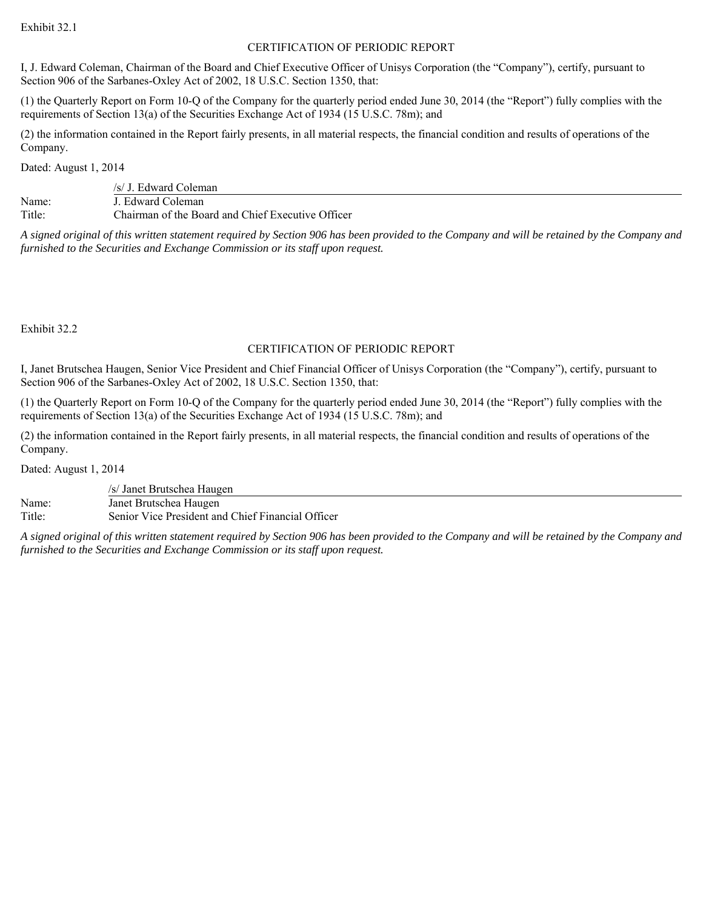Exhibit 32.1

CERTIFICATION OF PERIODIC REPORT

I, J. Edward Coleman, Chairman of the Board and Chief Executive Officer of Unisys Corporation (the "Company"), certify, pursuant to Section 906 of the Sarbanes-Oxley Act of 2002, 18 U.S.C. Section 1350, that:

(1) the Quarterly Report on Form 10-Q of the Company for the quarterly period ended June 30, 2014 (the "Report") fully complies with the requirements of Section 13(a) of the Securities Exchange Act of 1934 (15 U.S.C. 78m); and

(2) the information contained in the Report fairly presents, in all material respects, the financial condition and results of operations of the Company.

Dated: August 1, 2014

| | |
|---|---|
| | /s/ J. Edward Coleman |
| Name: | J. Edward Coleman |
| Title: | Chairman of the Board and Chief Executive Officer |

*A signed original of this written statement required by Section 906 has been provided to the Company and will be retained by the Company and furnished to the Securities and Exchange Commission or its staff upon request.*

Exhibit 32.2

CERTIFICATION OF PERIODIC REPORT

I, Janet Brutschea Haugen, Senior Vice President and Chief Financial Officer of Unisys Corporation (the "Company"), certify, pursuant to Section 906 of the Sarbanes-Oxley Act of 2002, 18 U.S.C. Section 1350, that:

(1) the Quarterly Report on Form 10-Q of the Company for the quarterly period ended June 30, 2014 (the "Report") fully complies with the requirements of Section 13(a) of the Securities Exchange Act of 1934 (15 U.S.C. 78m); and

(2) the information contained in the Report fairly presents, in all material respects, the financial condition and results of operations of the Company.

Dated: August 1, 2014

| | |
|---|---|
| | /s/ Janet Brutschea Haugen |
| Name: | Janet Brutschea Haugen |
| Title: | Senior Vice President and Chief Financial Officer |

*A signed original of this written statement required by Section 906 has been provided to the Company and will be retained by the Company and furnished to the Securities and Exchange Commission or its staff upon request.*